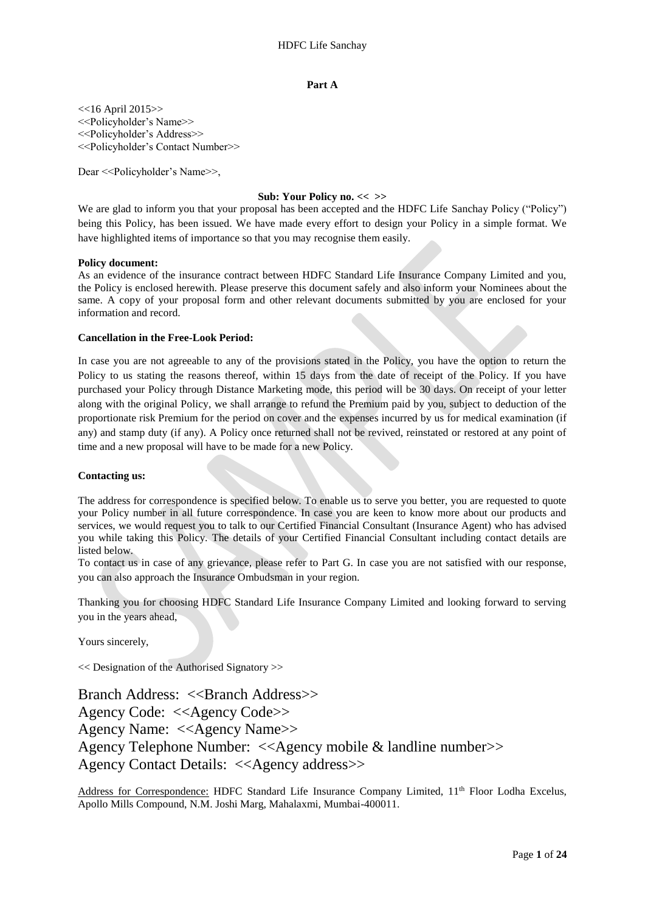## Part A

<<16 April 2015>>
<<Policyholder's Name>>
<<Policyholder's Address>>
<<Policyholder's Contact Number>>

Dear <<Policyholder's Name>>,

**Sub: Your Policy no. << >>**

We are glad to inform you that your proposal has been accepted and the HDFC Life Sanchay Policy ("Policy") being this Policy, has been issued. We have made every effort to design your Policy in a simple format. We have highlighted items of importance so that you may recognise them easily.

**Policy document:**

As an evidence of the insurance contract between HDFC Standard Life Insurance Company Limited and you, the Policy is enclosed herewith. Please preserve this document safely and also inform your Nominees about the same. A copy of your proposal form and other relevant documents submitted by you are enclosed for your information and record.

**Cancellation in the Free-Look Period:**

In case you are not agreeable to any of the provisions stated in the Policy, you have the option to return the Policy to us stating the reasons thereof, within 15 days from the date of receipt of the Policy. If you have purchased your Policy through Distance Marketing mode, this period will be 30 days. On receipt of your letter along with the original Policy, we shall arrange to refund the Premium paid by you, subject to deduction of the proportionate risk Premium for the period on cover and the expenses incurred by us for medical examination (if any) and stamp duty (if any). A Policy once returned shall not be revived, reinstated or restored at any point of time and a new proposal will have to be made for a new Policy.

**Contacting us:**

The address for correspondence is specified below. To enable us to serve you better, you are requested to quote your Policy number in all future correspondence. In case you are keen to know more about our products and services, we would request you to talk to our Certified Financial Consultant (Insurance Agent) who has advised you while taking this Policy. The details of your Certified Financial Consultant including contact details are listed below.

To contact us in case of any grievance, please refer to Part G. In case you are not satisfied with our response, you can also approach the Insurance Ombudsman in your region.

Thanking you for choosing HDFC Standard Life Insurance Company Limited and looking forward to serving you in the years ahead,

Yours sincerely,

<< Designation of the Authorised Signatory >>

Branch Address: <<Branch Address>>
Agency Code: <<Agency Code>>
Agency Name: <<Agency Name>>
Agency Telephone Number: <<Agency mobile & landline number>>
Agency Contact Details: <<Agency address>>

Address for Correspondence: HDFC Standard Life Insurance Company Limited, 11th Floor Lodha Excelus, Apollo Mills Compound, N.M. Joshi Marg, Mahalaxmi, Mumbai-400011.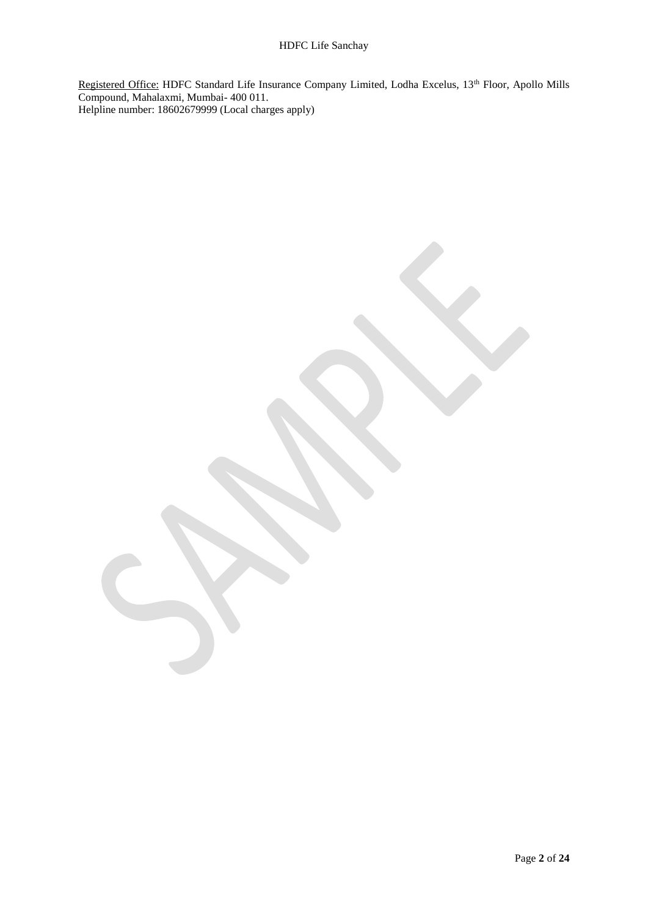Registered Office: HDFC Standard Life Insurance Company Limited, Lodha Excelus, 13th Floor, Apollo Mills Compound, Mahalaxmi, Mumbai- 400 011.
Helpline number: 18602679999 (Local charges apply)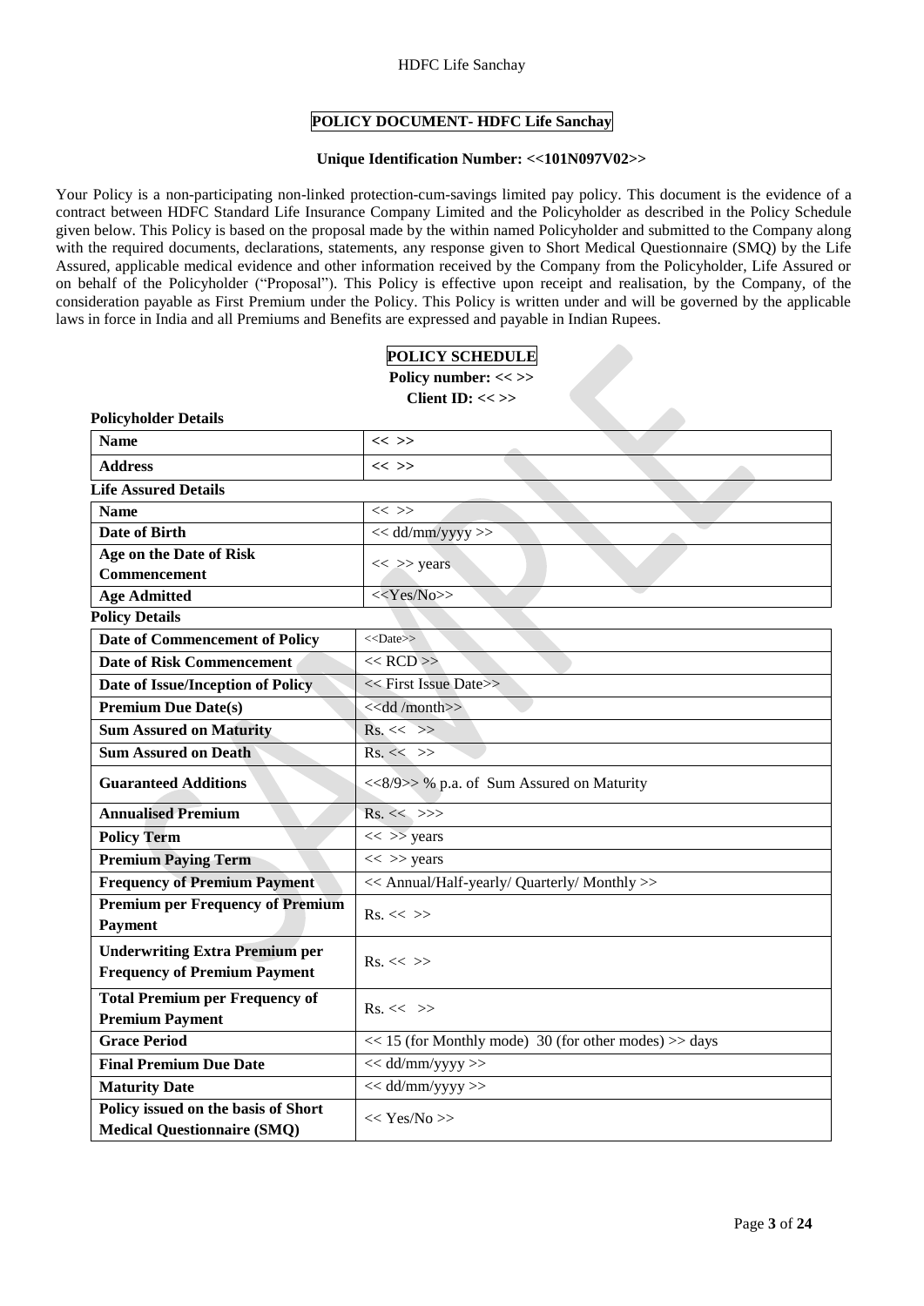# POLICY DOCUMENT- HDFC Life Sanchay

**Unique Identification Number: <<101N097V02>>**

Your Policy is a non-participating non-linked protection-cum-savings limited pay policy. This document is the evidence of a contract between HDFC Standard Life Insurance Company Limited and the Policyholder as described in the Policy Schedule given below. This Policy is based on the proposal made by the within named Policyholder and submitted to the Company along with the required documents, declarations, statements, any response given to Short Medical Questionnaire (SMQ) by the Life Assured, applicable medical evidence and other information received by the Company from the Policyholder, Life Assured or on behalf of the Policyholder ("Proposal"). This Policy is effective upon receipt and realisation, by the Company, of the consideration payable as First Premium under the Policy. This Policy is written under and will be governed by the applicable laws in force in India and all Premiums and Benefits are expressed and payable in Indian Rupees.

## POLICY SCHEDULE

**Policy number: << >>**

**Client ID: << >>**

**Policyholder Details**

| | |
|---|---|
| **Name** | << >> |
| **Address** | << >> |

**Life Assured Details**

| | |
|---|---|
| **Name** | << >> |
| **Date of Birth** | << dd/mm/yyyy >> |
| **Age on the Date of Risk Commencement** | << >> years |
| **Age Admitted** | <<Yes/No>> |

**Policy Details**

| | |
|---|---|
| **Date of Commencement of Policy** | <<Date>> |
| **Date of Risk Commencement** | << RCD >> |
| **Date of Issue/Inception of Policy** | << First Issue Date>> |
| **Premium Due Date(s)** | <<dd /month>> |
| **Sum Assured on Maturity** | Rs. << >> |
| **Sum Assured on Death** | Rs. << >> |
| **Guaranteed Additions** | <<8/9>> % p.a. of Sum Assured on Maturity |
| **Annualised Premium** | Rs. << >>> |
| **Policy Term** | << >> years |
| **Premium Paying Term** | << >> years |
| **Frequency of Premium Payment** | << Annual/Half-yearly/ Quarterly/ Monthly >> |
| **Premium per Frequency of Premium Payment** | Rs. << >> |
| **Underwriting Extra Premium per Frequency of Premium Payment** | Rs. << >> |
| **Total Premium per Frequency of Premium Payment** | Rs. << >> |
| **Grace Period** | << 15 (for Monthly mode) 30 (for other modes) >> days |
| **Final Premium Due Date** | << dd/mm/yyyy >> |
| **Maturity Date** | << dd/mm/yyyy >> |
| **Policy issued on the basis of Short Medical Questionnaire (SMQ)** | << Yes/No >> |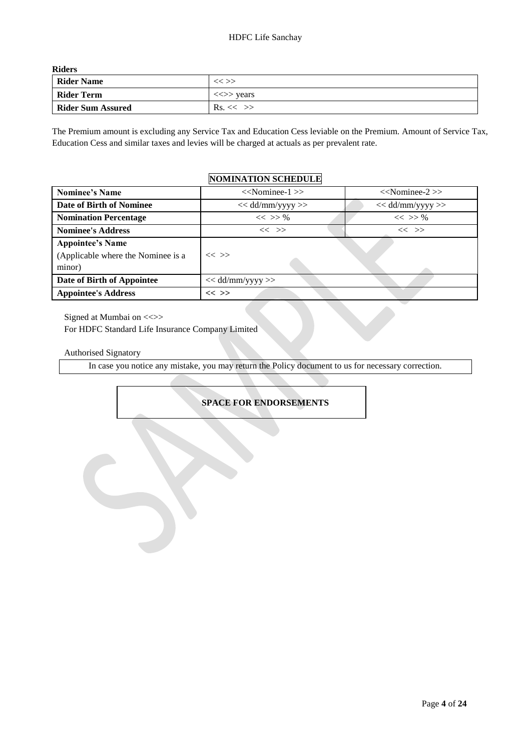**Riders**

| Rider Name | << >> |
|---|---|
| Rider Term | <<>> years |
| Rider Sum Assured | Rs. << >> |

The Premium amount is excluding any Service Tax and Education Cess leviable on the Premium. Amount of Service Tax, Education Cess and similar taxes and levies will be charged at actuals as per prevalent rate.

**NOMINATION SCHEDULE**

| Nominee's Name | <<Nominee-1 >> | <<Nominee-2 >> |
|---|---|---|
| Date of Birth of Nominee | << dd/mm/yyyy >> | << dd/mm/yyyy >> |
| Nomination Percentage | << >> % | << >> % |
| Nominee's Address | << >> | << >> |
| Appointee's Name (Applicable where the Nominee is a minor) | << >> | |
| Date of Birth of Appointee | << dd/mm/yyyy >> | |
| Appointee's Address | << >> | |

Signed at Mumbai on <<>>
For HDFC Standard Life Insurance Company Limited

Authorised Signatory

In case you notice any mistake, you may return the Policy document to us for necessary correction.

**SPACE FOR ENDORSEMENTS**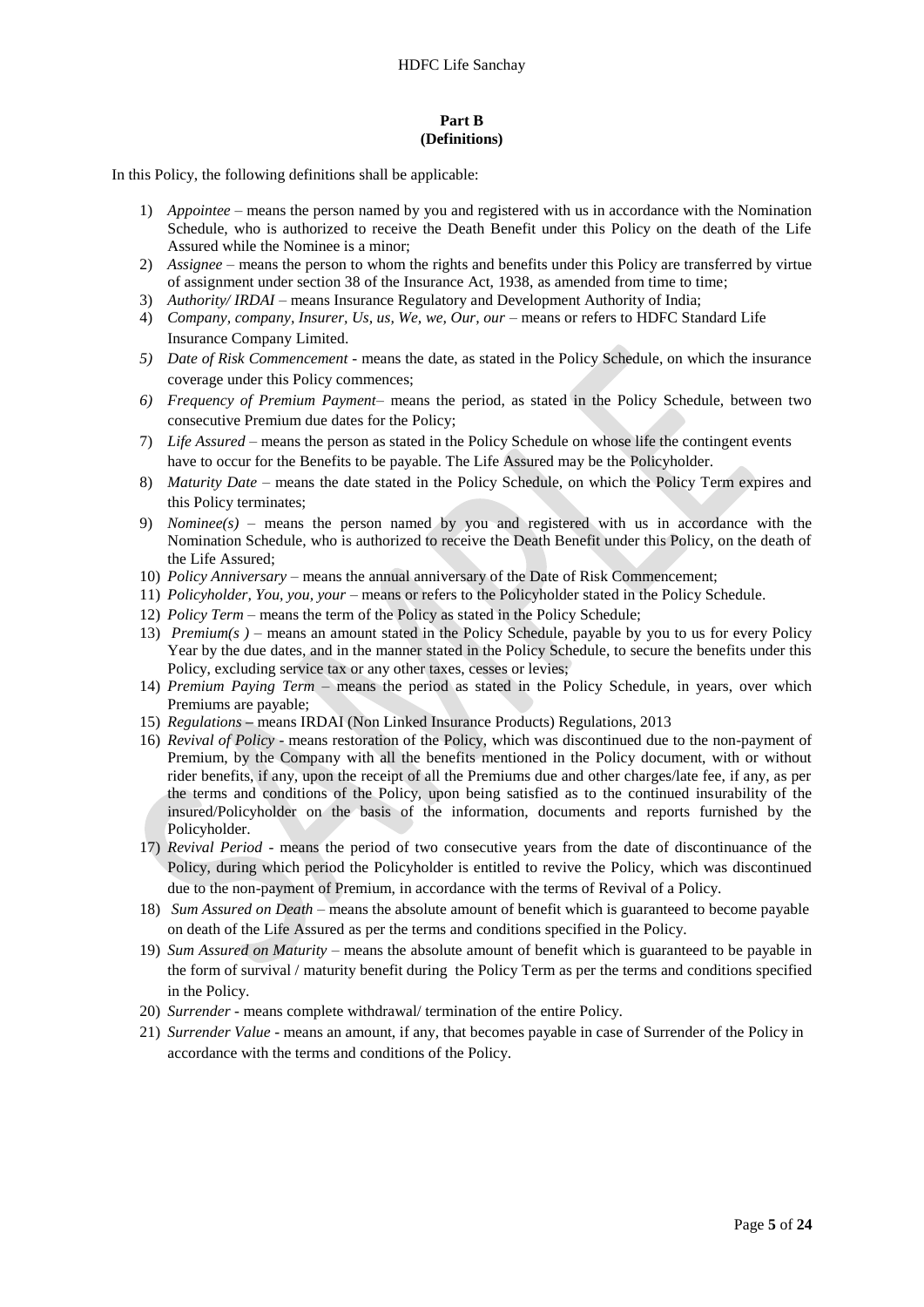**Part B**
**(Definitions)**

In this Policy, the following definitions shall be applicable:

1) *Appointee* – means the person named by you and registered with us in accordance with the Nomination Schedule, who is authorized to receive the Death Benefit under this Policy on the death of the Life Assured while the Nominee is a minor;
2) *Assignee* – means the person to whom the rights and benefits under this Policy are transferred by virtue of assignment under section 38 of the Insurance Act, 1938, as amended from time to time;
3) *Authority/ IRDAI* – means Insurance Regulatory and Development Authority of India;
4) *Company, company, Insurer, Us, us, We, we, Our, our* – means or refers to HDFC Standard Life Insurance Company Limited.
5) *Date of Risk Commencement* - means the date, as stated in the Policy Schedule, on which the insurance coverage under this Policy commences;
6) *Frequency of Premium Payment*– means the period, as stated in the Policy Schedule, between two consecutive Premium due dates for the Policy;
7) *Life Assured* – means the person as stated in the Policy Schedule on whose life the contingent events have to occur for the Benefits to be payable. The Life Assured may be the Policyholder.
8) *Maturity Date* – means the date stated in the Policy Schedule, on which the Policy Term expires and this Policy terminates;
9) *Nominee(s)* – means the person named by you and registered with us in accordance with the Nomination Schedule, who is authorized to receive the Death Benefit under this Policy, on the death of the Life Assured;
10) *Policy Anniversary* – means the annual anniversary of the Date of Risk Commencement;
11) *Policyholder, You, you, your* – means or refers to the Policyholder stated in the Policy Schedule.
12) *Policy Term* – means the term of the Policy as stated in the Policy Schedule;
13) *Premium(s )* – means an amount stated in the Policy Schedule, payable by you to us for every Policy Year by the due dates, and in the manner stated in the Policy Schedule, to secure the benefits under this Policy, excluding service tax or any other taxes, cesses or levies;
14) *Premium Paying Term* – means the period as stated in the Policy Schedule, in years, over which Premiums are payable;
15) *Regulations* **–** means IRDAI (Non Linked Insurance Products) Regulations, 2013
16) *Revival of Policy* - means restoration of the Policy, which was discontinued due to the non-payment of Premium, by the Company with all the benefits mentioned in the Policy document, with or without rider benefits, if any, upon the receipt of all the Premiums due and other charges/late fee, if any, as per the terms and conditions of the Policy, upon being satisfied as to the continued insurability of the insured/Policyholder on the basis of the information, documents and reports furnished by the Policyholder.
17) *Revival Period* - means the period of two consecutive years from the date of discontinuance of the Policy, during which period the Policyholder is entitled to revive the Policy, which was discontinued due to the non-payment of Premium, in accordance with the terms of Revival of a Policy.
18) *Sum Assured on Death* – means the absolute amount of benefit which is guaranteed to become payable on death of the Life Assured as per the terms and conditions specified in the Policy.
19) *Sum Assured on Maturity* – means the absolute amount of benefit which is guaranteed to be payable in the form of survival / maturity benefit during the Policy Term as per the terms and conditions specified in the Policy.
20) *Surrender* - means complete withdrawal/ termination of the entire Policy.
21) *Surrender Value* - means an amount, if any, that becomes payable in case of Surrender of the Policy in accordance with the terms and conditions of the Policy.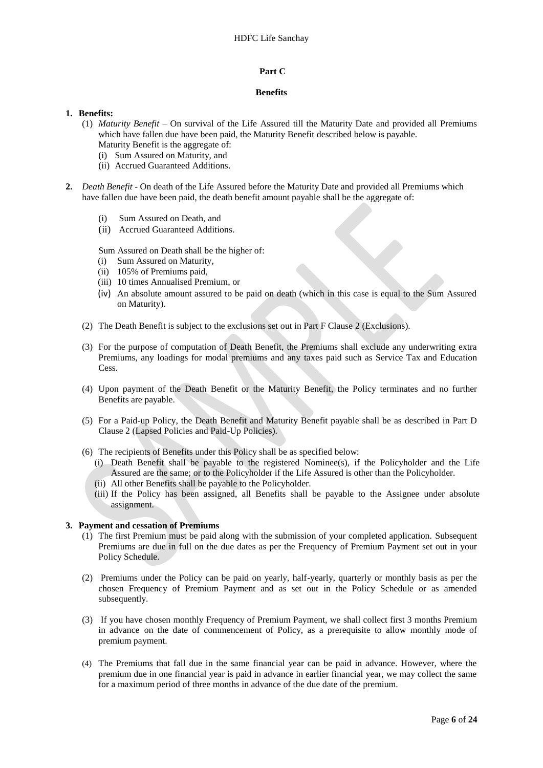## Part C

### Benefits

**1. Benefits:**

(1) *Maturity Benefit* – On survival of the Life Assured till the Maturity Date and provided all Premiums which have fallen due have been paid, the Maturity Benefit described below is payable.
Maturity Benefit is the aggregate of:

- (i) Sum Assured on Maturity, and
- (ii) Accrued Guaranteed Additions.

**2.** *Death Benefit* - On death of the Life Assured before the Maturity Date and provided all Premiums which have fallen due have been paid, the death benefit amount payable shall be the aggregate of:

- (i) Sum Assured on Death, and
- (ii) Accrued Guaranteed Additions.

Sum Assured on Death shall be the higher of:

- (i) Sum Assured on Maturity,
- (ii) 105% of Premiums paid,
- (iii) 10 times Annualised Premium, or
- (iv) An absolute amount assured to be paid on death (which in this case is equal to the Sum Assured on Maturity).

(2) The Death Benefit is subject to the exclusions set out in Part F Clause 2 (Exclusions).

(3) For the purpose of computation of Death Benefit, the Premiums shall exclude any underwriting extra Premiums, any loadings for modal premiums and any taxes paid such as Service Tax and Education Cess.

(4) Upon payment of the Death Benefit or the Maturity Benefit, the Policy terminates and no further Benefits are payable.

(5) For a Paid-up Policy, the Death Benefit and Maturity Benefit payable shall be as described in Part D Clause 2 (Lapsed Policies and Paid-Up Policies).

(6) The recipients of Benefits under this Policy shall be as specified below:

- (i) Death Benefit shall be payable to the registered Nominee(s), if the Policyholder and the Life Assured are the same; or to the Policyholder if the Life Assured is other than the Policyholder.
- (ii) All other Benefits shall be payable to the Policyholder.
- (iii) If the Policy has been assigned, all Benefits shall be payable to the Assignee under absolute assignment.

**3. Payment and cessation of Premiums**

(1) The first Premium must be paid along with the submission of your completed application. Subsequent Premiums are due in full on the due dates as per the Frequency of Premium Payment set out in your Policy Schedule.

(2) Premiums under the Policy can be paid on yearly, half-yearly, quarterly or monthly basis as per the chosen Frequency of Premium Payment and as set out in the Policy Schedule or as amended subsequently.

(3) If you have chosen monthly Frequency of Premium Payment, we shall collect first 3 months Premium in advance on the date of commencement of Policy, as a prerequisite to allow monthly mode of premium payment.

(4) The Premiums that fall due in the same financial year can be paid in advance. However, where the premium due in one financial year is paid in advance in earlier financial year, we may collect the same for a maximum period of three months in advance of the due date of the premium.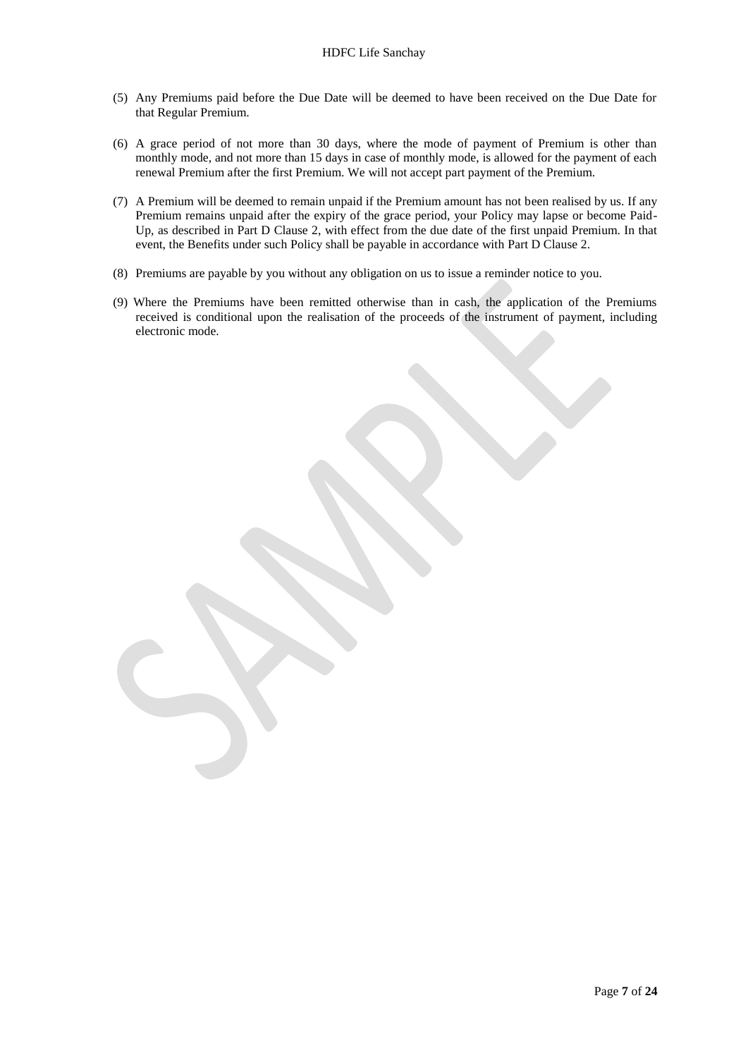(5) Any Premiums paid before the Due Date will be deemed to have been received on the Due Date for that Regular Premium.

(6) A grace period of not more than 30 days, where the mode of payment of Premium is other than monthly mode, and not more than 15 days in case of monthly mode, is allowed for the payment of each renewal Premium after the first Premium. We will not accept part payment of the Premium.

(7) A Premium will be deemed to remain unpaid if the Premium amount has not been realised by us. If any Premium remains unpaid after the expiry of the grace period, your Policy may lapse or become Paid-Up, as described in Part D Clause 2, with effect from the due date of the first unpaid Premium. In that event, the Benefits under such Policy shall be payable in accordance with Part D Clause 2.

(8) Premiums are payable by you without any obligation on us to issue a reminder notice to you.

(9) Where the Premiums have been remitted otherwise than in cash, the application of the Premiums received is conditional upon the realisation of the proceeds of the instrument of payment, including electronic mode.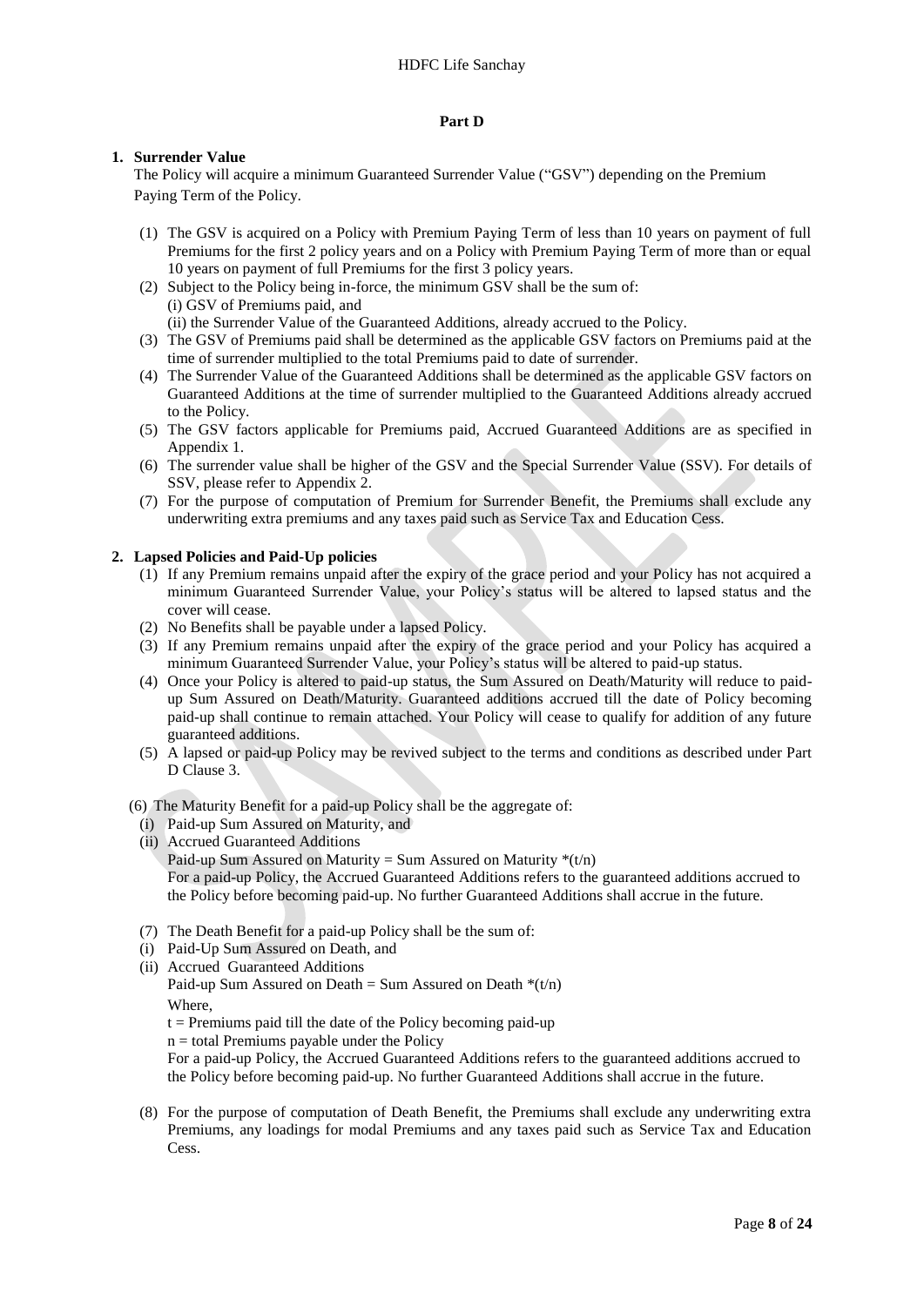## Part D

### 1. Surrender Value

The Policy will acquire a minimum Guaranteed Surrender Value ("GSV") depending on the Premium Paying Term of the Policy.

(1) The GSV is acquired on a Policy with Premium Paying Term of less than 10 years on payment of full Premiums for the first 2 policy years and on a Policy with Premium Paying Term of more than or equal 10 years on payment of full Premiums for the first 3 policy years.

(2) Subject to the Policy being in-force, the minimum GSV shall be the sum of:
(i) GSV of Premiums paid, and
(ii) the Surrender Value of the Guaranteed Additions, already accrued to the Policy.

(3) The GSV of Premiums paid shall be determined as the applicable GSV factors on Premiums paid at the time of surrender multiplied to the total Premiums paid to date of surrender.

(4) The Surrender Value of the Guaranteed Additions shall be determined as the applicable GSV factors on Guaranteed Additions at the time of surrender multiplied to the Guaranteed Additions already accrued to the Policy.

(5) The GSV factors applicable for Premiums paid, Accrued Guaranteed Additions are as specified in Appendix 1.

(6) The surrender value shall be higher of the GSV and the Special Surrender Value (SSV). For details of SSV, please refer to Appendix 2.

(7) For the purpose of computation of Premium for Surrender Benefit, the Premiums shall exclude any underwriting extra premiums and any taxes paid such as Service Tax and Education Cess.

### 2. Lapsed Policies and Paid-Up policies

(1) If any Premium remains unpaid after the expiry of the grace period and your Policy has not acquired a minimum Guaranteed Surrender Value, your Policy's status will be altered to lapsed status and the cover will cease.

(2) No Benefits shall be payable under a lapsed Policy.

(3) If any Premium remains unpaid after the expiry of the grace period and your Policy has acquired a minimum Guaranteed Surrender Value, your Policy's status will be altered to paid-up status.

(4) Once your Policy is altered to paid-up status, the Sum Assured on Death/Maturity will reduce to paid-up Sum Assured on Death/Maturity. Guaranteed additions accrued till the date of Policy becoming paid-up shall continue to remain attached. Your Policy will cease to qualify for addition of any future guaranteed additions.

(5) A lapsed or paid-up Policy may be revived subject to the terms and conditions as described under Part D Clause 3.

(6) The Maturity Benefit for a paid-up Policy shall be the aggregate of:
(i) Paid-up Sum Assured on Maturity, and
(ii) Accrued Guaranteed Additions
Paid-up Sum Assured on Maturity = Sum Assured on Maturity $*(t/n)$
For a paid-up Policy, the Accrued Guaranteed Additions refers to the guaranteed additions accrued to the Policy before becoming paid-up. No further Guaranteed Additions shall accrue in the future.

(7) The Death Benefit for a paid-up Policy shall be the sum of:
(i) Paid-Up Sum Assured on Death, and
(ii) Accrued Guaranteed Additions
Paid-up Sum Assured on Death = Sum Assured on Death $*(t/n)$
Where,
$t$ = Premiums paid till the date of the Policy becoming paid-up
$n$ = total Premiums payable under the Policy
For a paid-up Policy, the Accrued Guaranteed Additions refers to the guaranteed additions accrued to the Policy before becoming paid-up. No further Guaranteed Additions shall accrue in the future.

(8) For the purpose of computation of Death Benefit, the Premiums shall exclude any underwriting extra Premiums, any loadings for modal Premiums and any taxes paid such as Service Tax and Education Cess.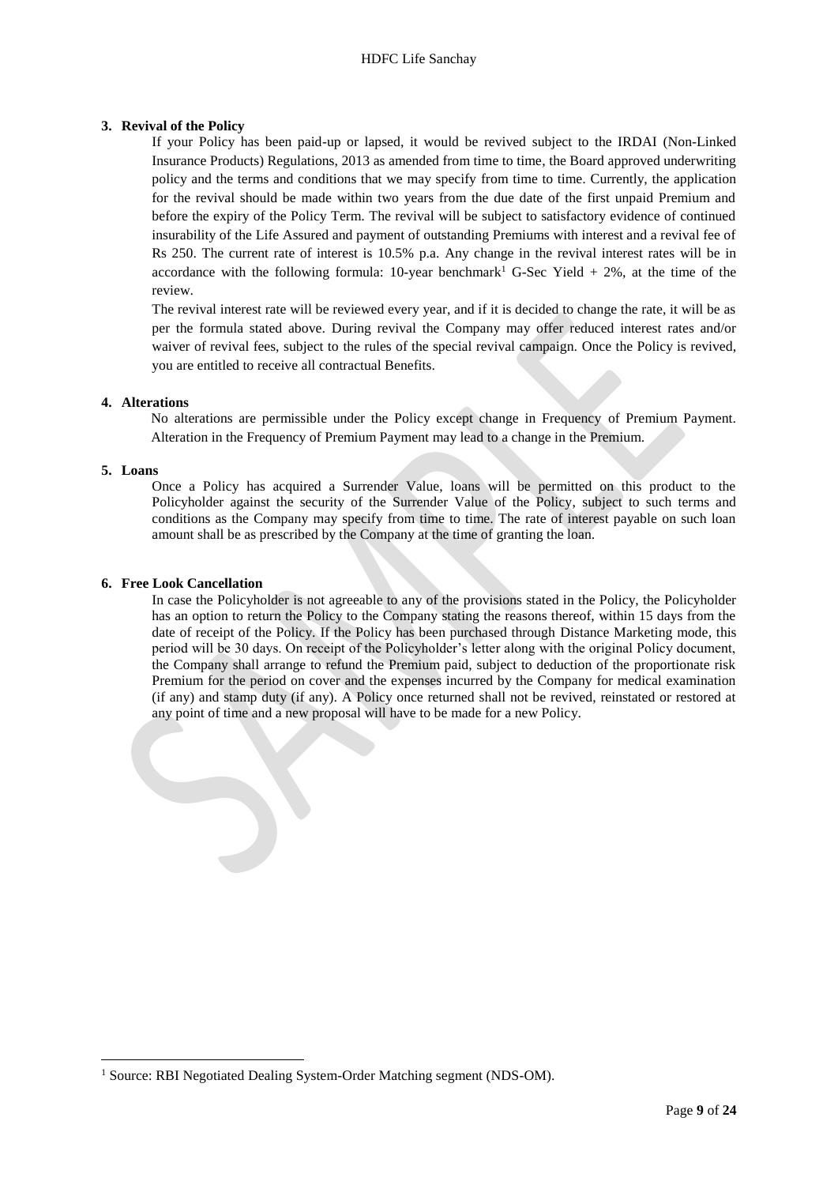3. **Revival of the Policy**

   If your Policy has been paid-up or lapsed, it would be revived subject to the IRDAI (Non-Linked Insurance Products) Regulations, 2013 as amended from time to time, the Board approved underwriting policy and the terms and conditions that we may specify from time to time. Currently, the application for the revival should be made within two years from the due date of the first unpaid Premium and before the expiry of the Policy Term. The revival will be subject to satisfactory evidence of continued insurability of the Life Assured and payment of outstanding Premiums with interest and a revival fee of Rs 250. The current rate of interest is 10.5% p.a. Any change in the revival interest rates will be in accordance with the following formula: 10-year benchmark[1] G-Sec Yield + 2%, at the time of the review.

   The revival interest rate will be reviewed every year, and if it is decided to change the rate, it will be as per the formula stated above. During revival the Company may offer reduced interest rates and/or waiver of revival fees, subject to the rules of the special revival campaign. Once the Policy is revived, you are entitled to receive all contractual Benefits.

4. **Alterations**

   No alterations are permissible under the Policy except change in Frequency of Premium Payment. Alteration in the Frequency of Premium Payment may lead to a change in the Premium.

5. **Loans**

   Once a Policy has acquired a Surrender Value, loans will be permitted on this product to the Policyholder against the security of the Surrender Value of the Policy, subject to such terms and conditions as the Company may specify from time to time. The rate of interest payable on such loan amount shall be as prescribed by the Company at the time of granting the loan.

6. **Free Look Cancellation**

   In case the Policyholder is not agreeable to any of the provisions stated in the Policy, the Policyholder has an option to return the Policy to the Company stating the reasons thereof, within 15 days from the date of receipt of the Policy. If the Policy has been purchased through Distance Marketing mode, this period will be 30 days. On receipt of the Policyholder's letter along with the original Policy document, the Company shall arrange to refund the Premium paid, subject to deduction of the proportionate risk Premium for the period on cover and the expenses incurred by the Company for medical examination (if any) and stamp duty (if any). A Policy once returned shall not be revived, reinstated or restored at any point of time and a new proposal will have to be made for a new Policy.

[1] Source: RBI Negotiated Dealing System-Order Matching segment (NDS-OM).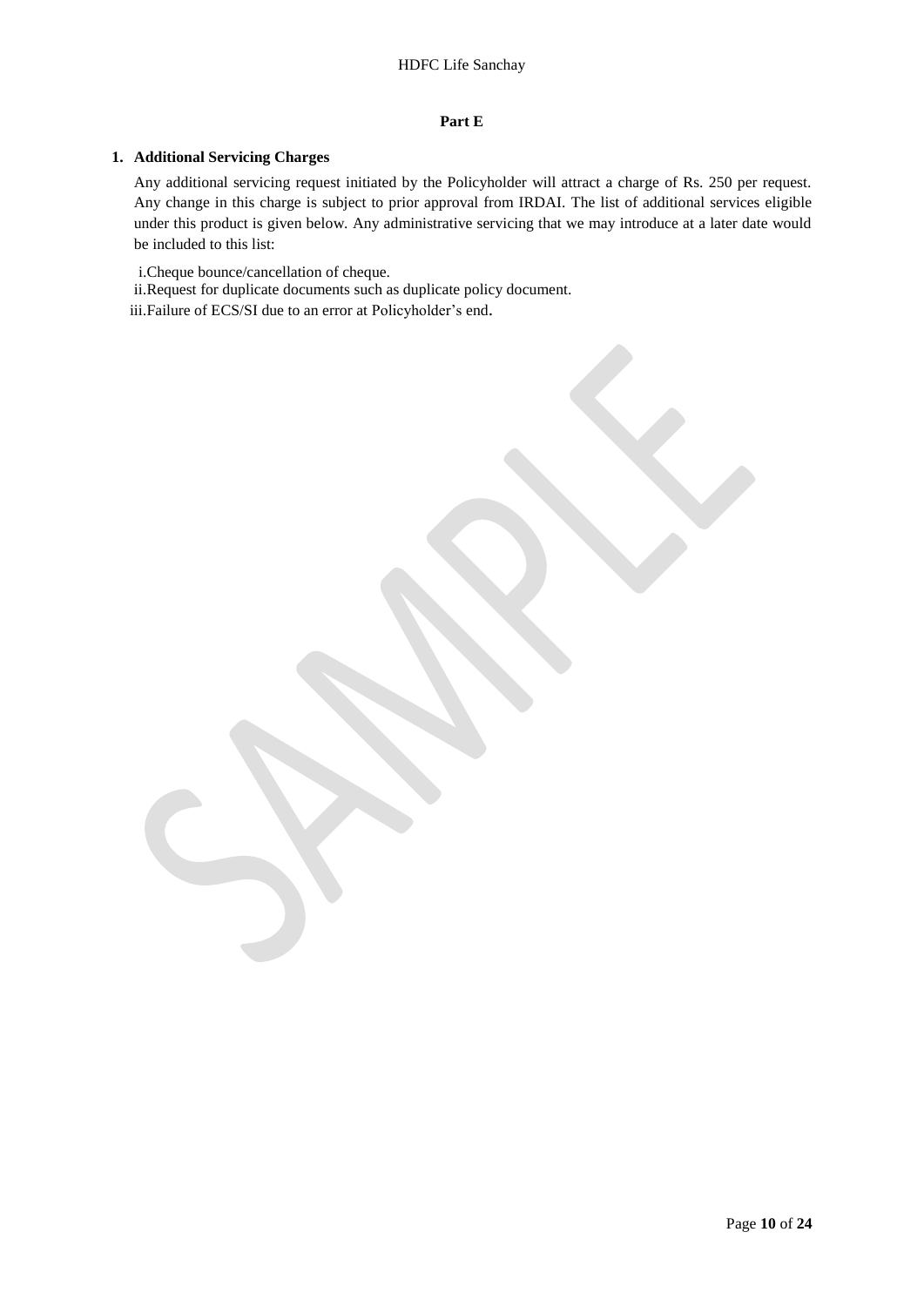**Part E**

1. **Additional Servicing Charges**

   Any additional servicing request initiated by the Policyholder will attract a charge of Rs. 250 per request. Any change in this charge is subject to prior approval from IRDAI. The list of additional services eligible under this product is given below. Any administrative servicing that we may introduce at a later date would be included to this list:

   i. Cheque bounce/cancellation of cheque.
   ii. Request for duplicate documents such as duplicate policy document.
   iii. Failure of ECS/SI due to an error at Policyholder's end.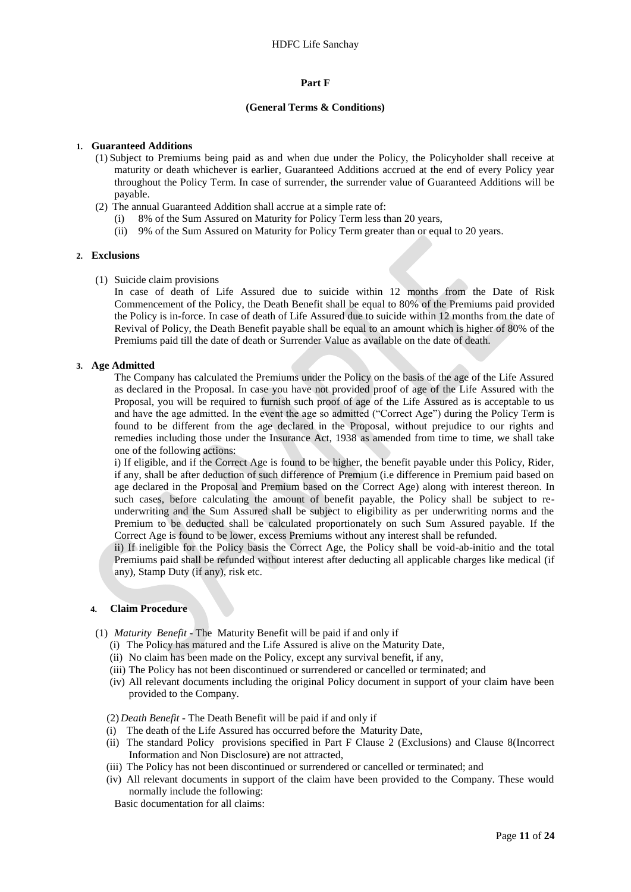## Part F

### (General Terms & Conditions)

**1. Guaranteed Additions**

(1) Subject to Premiums being paid as and when due under the Policy, the Policyholder shall receive at maturity or death whichever is earlier, Guaranteed Additions accrued at the end of every Policy year throughout the Policy Term. In case of surrender, the surrender value of Guaranteed Additions will be payable.

(2) The annual Guaranteed Addition shall accrue at a simple rate of:

- (i) 8% of the Sum Assured on Maturity for Policy Term less than 20 years,
- (ii) 9% of the Sum Assured on Maturity for Policy Term greater than or equal to 20 years.

**2. Exclusions**

(1) Suicide claim provisions

In case of death of Life Assured due to suicide within 12 months from the Date of Risk Commencement of the Policy, the Death Benefit shall be equal to 80% of the Premiums paid provided the Policy is in-force. In case of death of Life Assured due to suicide within 12 months from the date of Revival of Policy, the Death Benefit payable shall be equal to an amount which is higher of 80% of the Premiums paid till the date of death or Surrender Value as available on the date of death.

**3. Age Admitted**

The Company has calculated the Premiums under the Policy on the basis of the age of the Life Assured as declared in the Proposal. In case you have not provided proof of age of the Life Assured with the Proposal, you will be required to furnish such proof of age of the Life Assured as is acceptable to us and have the age admitted. In the event the age so admitted ("Correct Age") during the Policy Term is found to be different from the age declared in the Proposal, without prejudice to our rights and remedies including those under the Insurance Act, 1938 as amended from time to time, we shall take one of the following actions:

i) If eligible, and if the Correct Age is found to be higher, the benefit payable under this Policy, Rider, if any, shall be after deduction of such difference of Premium (i.e difference in Premium paid based on age declared in the Proposal and Premium based on the Correct Age) along with interest thereon. In such cases, before calculating the amount of benefit payable, the Policy shall be subject to re-underwriting and the Sum Assured shall be subject to eligibility as per underwriting norms and the Premium to be deducted shall be calculated proportionately on such Sum Assured payable. If the Correct Age is found to be lower, excess Premiums without any interest shall be refunded.

ii) If ineligible for the Policy basis the Correct Age, the Policy shall be void-ab-initio and the total Premiums paid shall be refunded without interest after deducting all applicable charges like medical (if any), Stamp Duty (if any), risk etc.

**4. Claim Procedure**

(1) *Maturity Benefit* - The Maturity Benefit will be paid if and only if

- (i) The Policy has matured and the Life Assured is alive on the Maturity Date,
- (ii) No claim has been made on the Policy, except any survival benefit, if any,
- (iii) The Policy has not been discontinued or surrendered or cancelled or terminated; and
- (iv) All relevant documents including the original Policy document in support of your claim have been provided to the Company.

(2) *Death Benefit* - The Death Benefit will be paid if and only if

- (i) The death of the Life Assured has occurred before the Maturity Date,
- (ii) The standard Policy provisions specified in Part F Clause 2 (Exclusions) and Clause 8(Incorrect Information and Non Disclosure) are not attracted,
- (iii) The Policy has not been discontinued or surrendered or cancelled or terminated; and
- (iv) All relevant documents in support of the claim have been provided to the Company. These would normally include the following:

Basic documentation for all claims: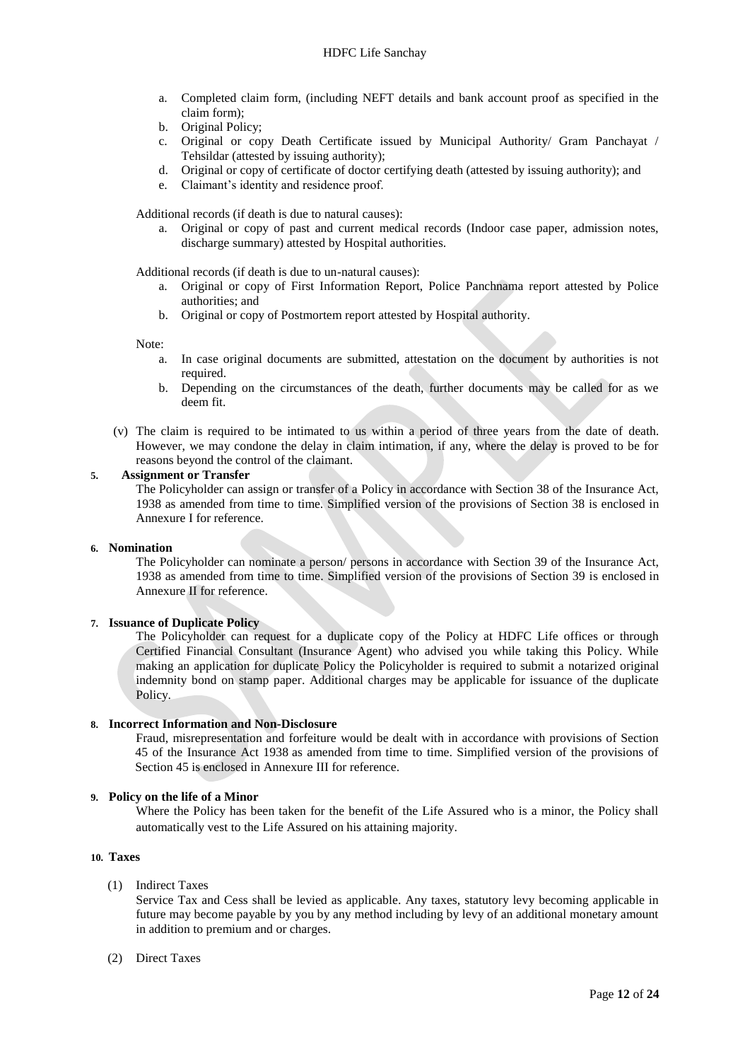a. Completed claim form, (including NEFT details and bank account proof as specified in the claim form);
b. Original Policy;
c. Original or copy Death Certificate issued by Municipal Authority/ Gram Panchayat / Tehsildar (attested by issuing authority);
d. Original or copy of certificate of doctor certifying death (attested by issuing authority); and
e. Claimant's identity and residence proof.

Additional records (if death is due to natural causes):

a. Original or copy of past and current medical records (Indoor case paper, admission notes, discharge summary) attested by Hospital authorities.

Additional records (if death is due to un-natural causes):

a. Original or copy of First Information Report, Police Panchnama report attested by Police authorities; and
b. Original or copy of Postmortem report attested by Hospital authority.

Note:

a. In case original documents are submitted, attestation on the document by authorities is not required.
b. Depending on the circumstances of the death, further documents may be called for as we deem fit.

(v) The claim is required to be intimated to us within a period of three years from the date of death. However, we may condone the delay in claim intimation, if any, where the delay is proved to be for reasons beyond the control of the claimant.

**5. Assignment or Transfer**

The Policyholder can assign or transfer of a Policy in accordance with Section 38 of the Insurance Act, 1938 as amended from time to time. Simplified version of the provisions of Section 38 is enclosed in Annexure I for reference.

**6. Nomination**

The Policyholder can nominate a person/ persons in accordance with Section 39 of the Insurance Act, 1938 as amended from time to time. Simplified version of the provisions of Section 39 is enclosed in Annexure II for reference.

**7. Issuance of Duplicate Policy**

The Policyholder can request for a duplicate copy of the Policy at HDFC Life offices or through Certified Financial Consultant (Insurance Agent) who advised you while taking this Policy. While making an application for duplicate Policy the Policyholder is required to submit a notarized original indemnity bond on stamp paper. Additional charges may be applicable for issuance of the duplicate Policy.

**8. Incorrect Information and Non-Disclosure**

Fraud, misrepresentation and forfeiture would be dealt with in accordance with provisions of Section 45 of the Insurance Act 1938 as amended from time to time. Simplified version of the provisions of Section 45 is enclosed in Annexure III for reference.

**9. Policy on the life of a Minor**

Where the Policy has been taken for the benefit of the Life Assured who is a minor, the Policy shall automatically vest to the Life Assured on his attaining majority.

**10. Taxes**

(1) Indirect Taxes

Service Tax and Cess shall be levied as applicable. Any taxes, statutory levy becoming applicable in future may become payable by you by any method including by levy of an additional monetary amount in addition to premium and or charges.

(2) Direct Taxes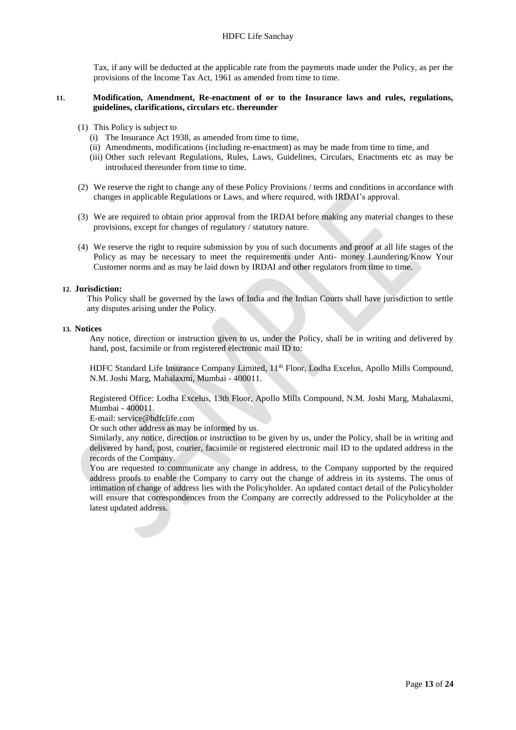Tax, if any will be deducted at the applicable rate from the payments made under the Policy, as per the provisions of the Income Tax Act, 1961 as amended from time to time.

**11. Modification, Amendment, Re-enactment of or to the Insurance laws and rules, regulations, guidelines, clarifications, circulars etc. thereunder**

(1) This Policy is subject to
   (i) The Insurance Act 1938, as amended from time to time,
   (ii) Amendments, modifications (including re-enactment) as may be made from time to time, and
   (iii) Other such relevant Regulations, Rules, Laws, Guidelines, Circulars, Enactments etc as may be introduced thereunder from time to time.

(2) We reserve the right to change any of these Policy Provisions / terms and conditions in accordance with changes in applicable Regulations or Laws, and where required, with IRDAI's approval.

(3) We are required to obtain prior approval from the IRDAI before making any material changes to these provisions, except for changes of regulatory / statutory nature.

(4) We reserve the right to require submission by you of such documents and proof at all life stages of the Policy as may be necessary to meet the requirements under Anti- money Laundering/Know Your Customer norms and as may be laid down by IRDAI and other regulators from time to time.

**12. Jurisdiction:**

This Policy shall be governed by the laws of India and the Indian Courts shall have jurisdiction to settle any disputes arising under the Policy.

**13. Notices**

Any notice, direction or instruction given to us, under the Policy, shall be in writing and delivered by hand, post, facsimile or from registered electronic mail ID to:

HDFC Standard Life Insurance Company Limited, 11th Floor, Lodha Excelus, Apollo Mills Compound, N.M. Joshi Marg, Mahalaxmi, Mumbai - 400011.

Registered Office: Lodha Excelus, 13th Floor, Apollo Mills Compound, N.M. Joshi Marg, Mahalaxmi, Mumbai - 400011.
E-mail: service@hdfclife.com
Or such other address as may be informed by us.
Similarly, any notice, direction or instruction to be given by us, under the Policy, shall be in writing and delivered by hand, post, courier, facsimile or registered electronic mail ID to the updated address in the records of the Company.
You are requested to communicate any change in address, to the Company supported by the required address proofs to enable the Company to carry out the change of address in its systems. The onus of intimation of change of address lies with the Policyholder. An updated contact detail of the Policyholder will ensure that correspondences from the Company are correctly addressed to the Policyholder at the latest updated address.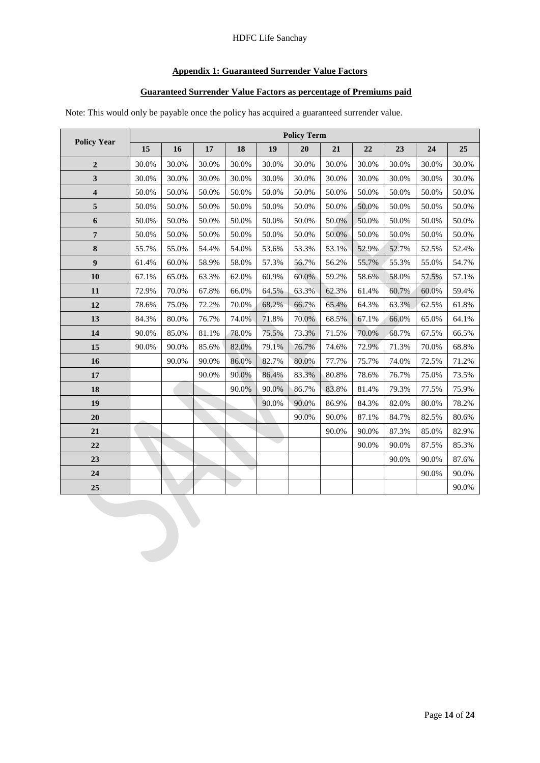## Appendix 1: Guaranteed Surrender Value Factors

### Guaranteed Surrender Value Factors as percentage of Premiums paid

Note: This would only be payable once the policy has acquired a guaranteed surrender value.

| Policy Year | Policy Term | | | | | | | | | | |
|---|---|---|---|---|---|---|---|---|---|---|---|
| | 15 | 16 | 17 | 18 | 19 | 20 | 21 | 22 | 23 | 24 | 25 |
| 2 | 30.0% | 30.0% | 30.0% | 30.0% | 30.0% | 30.0% | 30.0% | 30.0% | 30.0% | 30.0% | 30.0% |
| 3 | 30.0% | 30.0% | 30.0% | 30.0% | 30.0% | 30.0% | 30.0% | 30.0% | 30.0% | 30.0% | 30.0% |
| 4 | 50.0% | 50.0% | 50.0% | 50.0% | 50.0% | 50.0% | 50.0% | 50.0% | 50.0% | 50.0% | 50.0% |
| 5 | 50.0% | 50.0% | 50.0% | 50.0% | 50.0% | 50.0% | 50.0% | 50.0% | 50.0% | 50.0% | 50.0% |
| 6 | 50.0% | 50.0% | 50.0% | 50.0% | 50.0% | 50.0% | 50.0% | 50.0% | 50.0% | 50.0% | 50.0% |
| 7 | 50.0% | 50.0% | 50.0% | 50.0% | 50.0% | 50.0% | 50.0% | 50.0% | 50.0% | 50.0% | 50.0% |
| 8 | 55.7% | 55.0% | 54.4% | 54.0% | 53.6% | 53.3% | 53.1% | 52.9% | 52.7% | 52.5% | 52.4% |
| 9 | 61.4% | 60.0% | 58.9% | 58.0% | 57.3% | 56.7% | 56.2% | 55.7% | 55.3% | 55.0% | 54.7% |
| 10 | 67.1% | 65.0% | 63.3% | 62.0% | 60.9% | 60.0% | 59.2% | 58.6% | 58.0% | 57.5% | 57.1% |
| 11 | 72.9% | 70.0% | 67.8% | 66.0% | 64.5% | 63.3% | 62.3% | 61.4% | 60.7% | 60.0% | 59.4% |
| 12 | 78.6% | 75.0% | 72.2% | 70.0% | 68.2% | 66.7% | 65.4% | 64.3% | 63.3% | 62.5% | 61.8% |
| 13 | 84.3% | 80.0% | 76.7% | 74.0% | 71.8% | 70.0% | 68.5% | 67.1% | 66.0% | 65.0% | 64.1% |
| 14 | 90.0% | 85.0% | 81.1% | 78.0% | 75.5% | 73.3% | 71.5% | 70.0% | 68.7% | 67.5% | 66.5% |
| 15 | 90.0% | 90.0% | 85.6% | 82.0% | 79.1% | 76.7% | 74.6% | 72.9% | 71.3% | 70.0% | 68.8% |
| 16 | | 90.0% | 90.0% | 86.0% | 82.7% | 80.0% | 77.7% | 75.7% | 74.0% | 72.5% | 71.2% |
| 17 | | | 90.0% | 90.0% | 86.4% | 83.3% | 80.8% | 78.6% | 76.7% | 75.0% | 73.5% |
| 18 | | | | 90.0% | 90.0% | 86.7% | 83.8% | 81.4% | 79.3% | 77.5% | 75.9% |
| 19 | | | | | 90.0% | 90.0% | 86.9% | 84.3% | 82.0% | 80.0% | 78.2% |
| 20 | | | | | | 90.0% | 90.0% | 87.1% | 84.7% | 82.5% | 80.6% |
| 21 | | | | | | | 90.0% | 90.0% | 87.3% | 85.0% | 82.9% |
| 22 | | | | | | | | 90.0% | 90.0% | 87.5% | 85.3% |
| 23 | | | | | | | | | 90.0% | 90.0% | 87.6% |
| 24 | | | | | | | | | | 90.0% | 90.0% |
| 25 | | | | | | | | | | | 90.0% |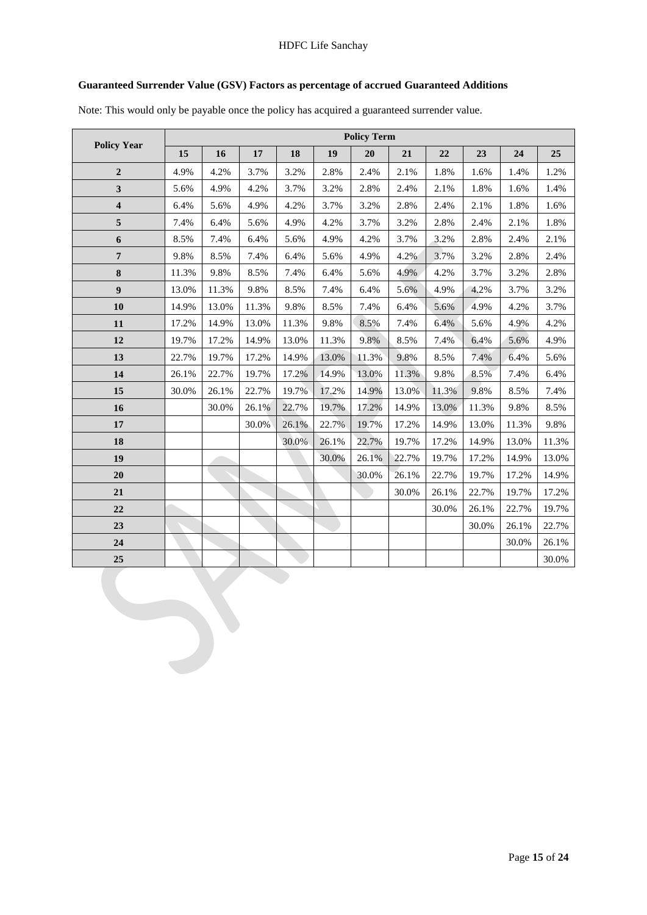**Guaranteed Surrender Value (GSV) Factors as percentage of accrued Guaranteed Additions**

Note: This would only be payable once the policy has acquired a guaranteed surrender value.

| Policy Year | Policy Term | | | | | | | | | | |
|---|---|---|---|---|---|---|---|---|---|---|---|
| | **15** | **16** | **17** | **18** | **19** | **20** | **21** | **22** | **23** | **24** | **25** |
| **2** | 4.9% | 4.2% | 3.7% | 3.2% | 2.8% | 2.4% | 2.1% | 1.8% | 1.6% | 1.4% | 1.2% |
| **3** | 5.6% | 4.9% | 4.2% | 3.7% | 3.2% | 2.8% | 2.4% | 2.1% | 1.8% | 1.6% | 1.4% |
| **4** | 6.4% | 5.6% | 4.9% | 4.2% | 3.7% | 3.2% | 2.8% | 2.4% | 2.1% | 1.8% | 1.6% |
| **5** | 7.4% | 6.4% | 5.6% | 4.9% | 4.2% | 3.7% | 3.2% | 2.8% | 2.4% | 2.1% | 1.8% |
| **6** | 8.5% | 7.4% | 6.4% | 5.6% | 4.9% | 4.2% | 3.7% | 3.2% | 2.8% | 2.4% | 2.1% |
| **7** | 9.8% | 8.5% | 7.4% | 6.4% | 5.6% | 4.9% | 4.2% | 3.7% | 3.2% | 2.8% | 2.4% |
| **8** | 11.3% | 9.8% | 8.5% | 7.4% | 6.4% | 5.6% | 4.9% | 4.2% | 3.7% | 3.2% | 2.8% |
| **9** | 13.0% | 11.3% | 9.8% | 8.5% | 7.4% | 6.4% | 5.6% | 4.9% | 4.2% | 3.7% | 3.2% |
| **10** | 14.9% | 13.0% | 11.3% | 9.8% | 8.5% | 7.4% | 6.4% | 5.6% | 4.9% | 4.2% | 3.7% |
| **11** | 17.2% | 14.9% | 13.0% | 11.3% | 9.8% | 8.5% | 7.4% | 6.4% | 5.6% | 4.9% | 4.2% |
| **12** | 19.7% | 17.2% | 14.9% | 13.0% | 11.3% | 9.8% | 8.5% | 7.4% | 6.4% | 5.6% | 4.9% |
| **13** | 22.7% | 19.7% | 17.2% | 14.9% | 13.0% | 11.3% | 9.8% | 8.5% | 7.4% | 6.4% | 5.6% |
| **14** | 26.1% | 22.7% | 19.7% | 17.2% | 14.9% | 13.0% | 11.3% | 9.8% | 8.5% | 7.4% | 6.4% |
| **15** | 30.0% | 26.1% | 22.7% | 19.7% | 17.2% | 14.9% | 13.0% | 11.3% | 9.8% | 8.5% | 7.4% |
| **16** | | 30.0% | 26.1% | 22.7% | 19.7% | 17.2% | 14.9% | 13.0% | 11.3% | 9.8% | 8.5% |
| **17** | | | 30.0% | 26.1% | 22.7% | 19.7% | 17.2% | 14.9% | 13.0% | 11.3% | 9.8% |
| **18** | | | | 30.0% | 26.1% | 22.7% | 19.7% | 17.2% | 14.9% | 13.0% | 11.3% |
| **19** | | | | | 30.0% | 26.1% | 22.7% | 19.7% | 17.2% | 14.9% | 13.0% |
| **20** | | | | | | 30.0% | 26.1% | 22.7% | 19.7% | 17.2% | 14.9% |
| **21** | | | | | | | 30.0% | 26.1% | 22.7% | 19.7% | 17.2% |
| **22** | | | | | | | | 30.0% | 26.1% | 22.7% | 19.7% |
| **23** | | | | | | | | | 30.0% | 26.1% | 22.7% |
| **24** | | | | | | | | | | 30.0% | 26.1% |
| **25** | | | | | | | | | | | 30.0% |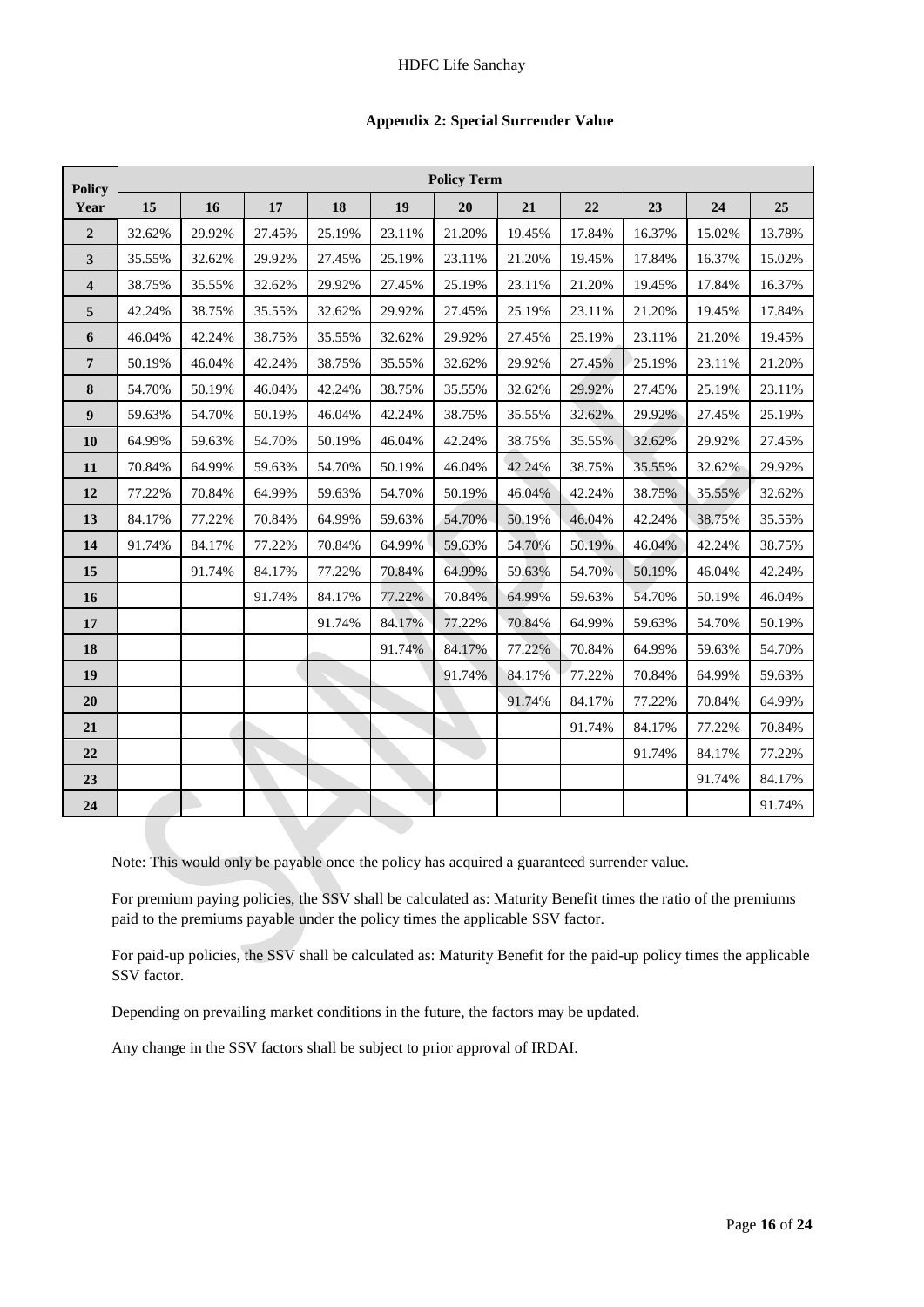## Appendix 2: Special Surrender Value

| Policy Year | Policy Term | | | | | | | | | | |
|---|---|---|---|---|---|---|---|---|---|---|---|
| | 15 | 16 | 17 | 18 | 19 | 20 | 21 | 22 | 23 | 24 | 25 |
| 2 | 32.62% | 29.92% | 27.45% | 25.19% | 23.11% | 21.20% | 19.45% | 17.84% | 16.37% | 15.02% | 13.78% |
| 3 | 35.55% | 32.62% | 29.92% | 27.45% | 25.19% | 23.11% | 21.20% | 19.45% | 17.84% | 16.37% | 15.02% |
| 4 | 38.75% | 35.55% | 32.62% | 29.92% | 27.45% | 25.19% | 23.11% | 21.20% | 19.45% | 17.84% | 16.37% |
| 5 | 42.24% | 38.75% | 35.55% | 32.62% | 29.92% | 27.45% | 25.19% | 23.11% | 21.20% | 19.45% | 17.84% |
| 6 | 46.04% | 42.24% | 38.75% | 35.55% | 32.62% | 29.92% | 27.45% | 25.19% | 23.11% | 21.20% | 19.45% |
| 7 | 50.19% | 46.04% | 42.24% | 38.75% | 35.55% | 32.62% | 29.92% | 27.45% | 25.19% | 23.11% | 21.20% |
| 8 | 54.70% | 50.19% | 46.04% | 42.24% | 38.75% | 35.55% | 32.62% | 29.92% | 27.45% | 25.19% | 23.11% |
| 9 | 59.63% | 54.70% | 50.19% | 46.04% | 42.24% | 38.75% | 35.55% | 32.62% | 29.92% | 27.45% | 25.19% |
| 10 | 64.99% | 59.63% | 54.70% | 50.19% | 46.04% | 42.24% | 38.75% | 35.55% | 32.62% | 29.92% | 27.45% |
| 11 | 70.84% | 64.99% | 59.63% | 54.70% | 50.19% | 46.04% | 42.24% | 38.75% | 35.55% | 32.62% | 29.92% |
| 12 | 77.22% | 70.84% | 64.99% | 59.63% | 54.70% | 50.19% | 46.04% | 42.24% | 38.75% | 35.55% | 32.62% |
| 13 | 84.17% | 77.22% | 70.84% | 64.99% | 59.63% | 54.70% | 50.19% | 46.04% | 42.24% | 38.75% | 35.55% |
| 14 | 91.74% | 84.17% | 77.22% | 70.84% | 64.99% | 59.63% | 54.70% | 50.19% | 46.04% | 42.24% | 38.75% |
| 15 | | 91.74% | 84.17% | 77.22% | 70.84% | 64.99% | 59.63% | 54.70% | 50.19% | 46.04% | 42.24% |
| 16 | | | 91.74% | 84.17% | 77.22% | 70.84% | 64.99% | 59.63% | 54.70% | 50.19% | 46.04% |
| 17 | | | | 91.74% | 84.17% | 77.22% | 70.84% | 64.99% | 59.63% | 54.70% | 50.19% |
| 18 | | | | | 91.74% | 84.17% | 77.22% | 70.84% | 64.99% | 59.63% | 54.70% |
| 19 | | | | | | 91.74% | 84.17% | 77.22% | 70.84% | 64.99% | 59.63% |
| 20 | | | | | | | 91.74% | 84.17% | 77.22% | 70.84% | 64.99% |
| 21 | | | | | | | | 91.74% | 84.17% | 77.22% | 70.84% |
| 22 | | | | | | | | | 91.74% | 84.17% | 77.22% |
| 23 | | | | | | | | | | 91.74% | 84.17% |
| 24 | | | | | | | | | | | 91.74% |

Note: This would only be payable once the policy has acquired a guaranteed surrender value.

For premium paying policies, the SSV shall be calculated as: Maturity Benefit times the ratio of the premiums paid to the premiums payable under the policy times the applicable SSV factor.

For paid-up policies, the SSV shall be calculated as: Maturity Benefit for the paid-up policy times the applicable SSV factor.

Depending on prevailing market conditions in the future, the factors may be updated.

Any change in the SSV factors shall be subject to prior approval of IRDAI.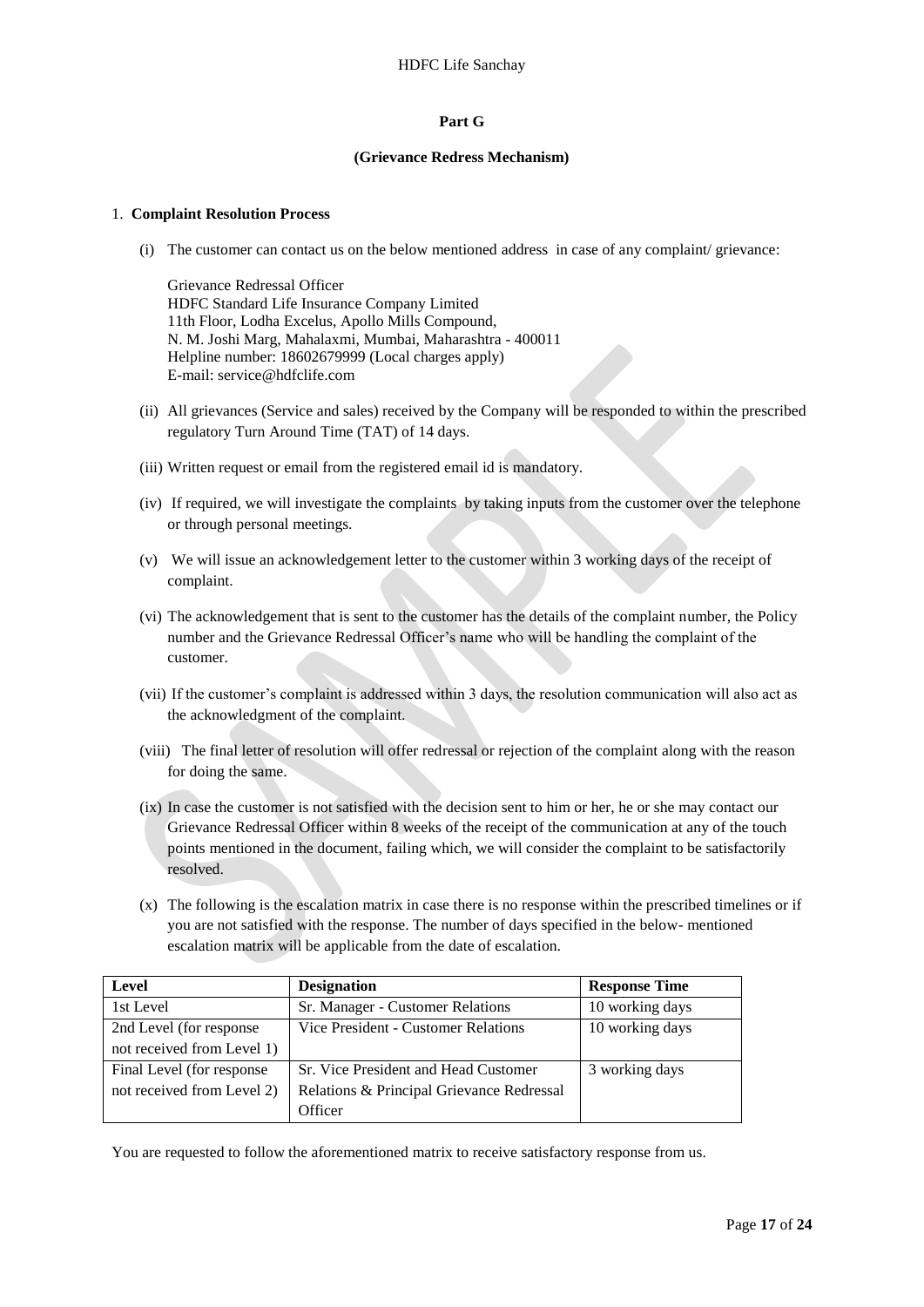## Part G

### (Grievance Redress Mechanism)

1. **Complaint Resolution Process**

   (i) The customer can contact us on the below mentioned address in case of any complaint/ grievance:

   Grievance Redressal Officer
   HDFC Standard Life Insurance Company Limited
   11th Floor, Lodha Excelus, Apollo Mills Compound,
   N. M. Joshi Marg, Mahalaxmi, Mumbai, Maharashtra - 400011
   Helpline number: 18602679999 (Local charges apply)
   E-mail: service@hdfclife.com

   (ii) All grievances (Service and sales) received by the Company will be responded to within the prescribed regulatory Turn Around Time (TAT) of 14 days.

   (iii) Written request or email from the registered email id is mandatory.

   (iv) If required, we will investigate the complaints by taking inputs from the customer over the telephone or through personal meetings.

   (v) We will issue an acknowledgement letter to the customer within 3 working days of the receipt of complaint.

   (vi) The acknowledgement that is sent to the customer has the details of the complaint number, the Policy number and the Grievance Redressal Officer's name who will be handling the complaint of the customer.

   (vii) If the customer's complaint is addressed within 3 days, the resolution communication will also act as the acknowledgment of the complaint.

   (viii) The final letter of resolution will offer redressal or rejection of the complaint along with the reason for doing the same.

   (ix) In case the customer is not satisfied with the decision sent to him or her, he or she may contact our Grievance Redressal Officer within 8 weeks of the receipt of the communication at any of the touch points mentioned in the document, failing which, we will consider the complaint to be satisfactorily resolved.

   (x) The following is the escalation matrix in case there is no response within the prescribed timelines or if you are not satisfied with the response. The number of days specified in the below- mentioned escalation matrix will be applicable from the date of escalation.

| Level | Designation | Response Time |
|---|---|---|
| 1st Level | Sr. Manager - Customer Relations | 10 working days |
| 2nd Level (for response not received from Level 1) | Vice President - Customer Relations | 10 working days |
| Final Level (for response not received from Level 2) | Sr. Vice President and Head Customer Relations & Principal Grievance Redressal Officer | 3 working days |

You are requested to follow the aforementioned matrix to receive satisfactory response from us.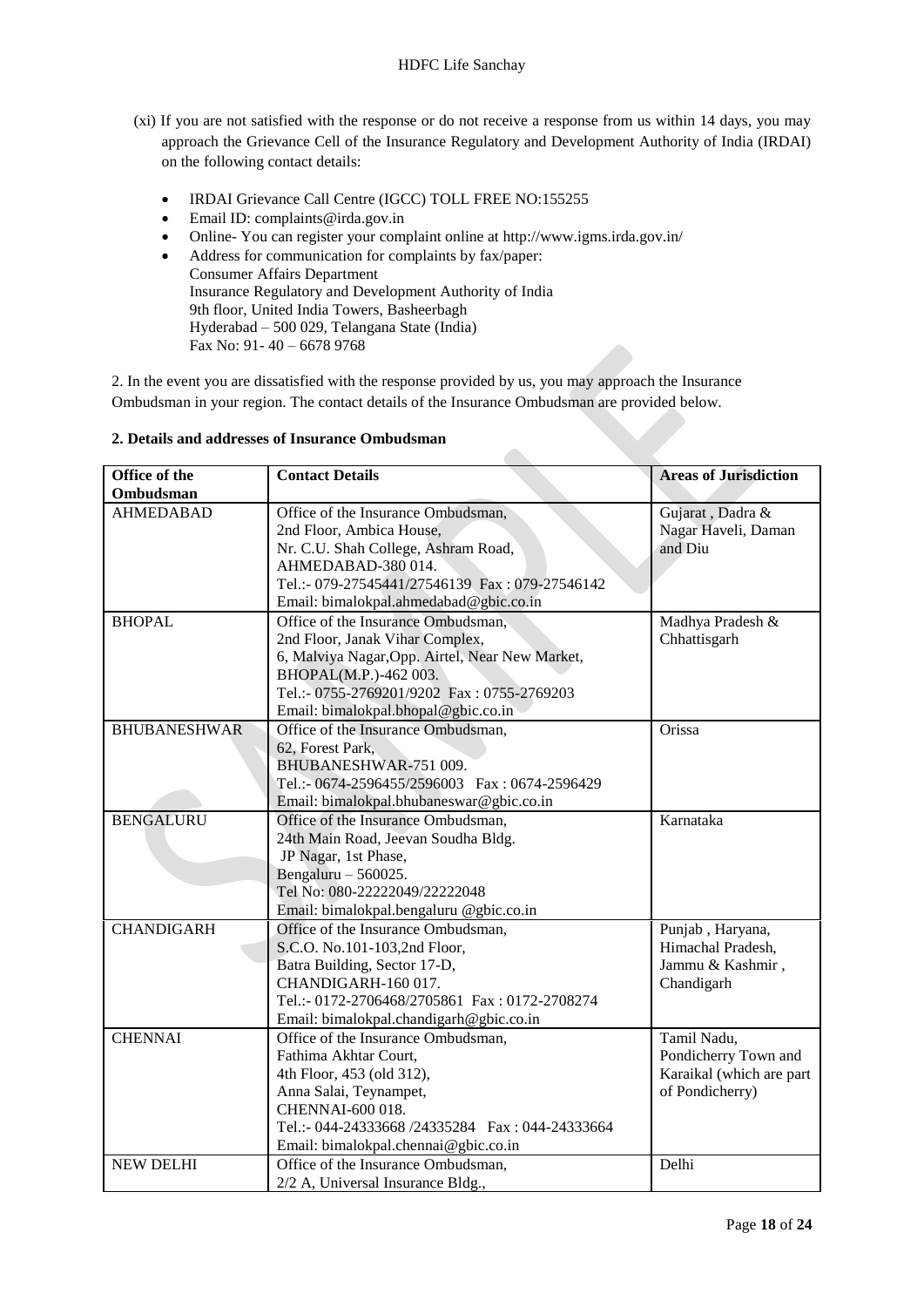(xi) If you are not satisfied with the response or do not receive a response from us within 14 days, you may approach the Grievance Cell of the Insurance Regulatory and Development Authority of India (IRDAI) on the following contact details:

- IRDAI Grievance Call Centre (IGCC) TOLL FREE NO:155255
- Email ID: complaints@irda.gov.in
- Online- You can register your complaint online at http://www.igms.irda.gov.in/
- Address for communication for complaints by fax/paper:
  Consumer Affairs Department
  Insurance Regulatory and Development Authority of India
  9th floor, United India Towers, Basheerbagh
  Hyderabad – 500 029, Telangana State (India)
  Fax No: 91- 40 – 6678 9768

2. In the event you are dissatisfied with the response provided by us, you may approach the Insurance Ombudsman in your region. The contact details of the Insurance Ombudsman are provided below.

**2. Details and addresses of Insurance Ombudsman**

| Office of the Ombudsman | Contact Details | Areas of Jurisdiction |
|---|---|---|
| AHMEDABAD | Office of the Insurance Ombudsman, 2nd Floor, Ambica House, Nr. C.U. Shah College, Ashram Road, AHMEDABAD-380 014. Tel.:- 079-27545441/27546139 Fax : 079-27546142 Email: bimalokpal.ahmedabad@gbic.co.in | Gujarat , Dadra & Nagar Haveli, Daman and Diu |
| BHOPAL | Office of the Insurance Ombudsman, 2nd Floor, Janak Vihar Complex, 6, Malviya Nagar,Opp. Airtel, Near New Market, BHOPAL(M.P.)-462 003. Tel.:- 0755-2769201/9202 Fax : 0755-2769203 Email: bimalokpal.bhopal@gbic.co.in | Madhya Pradesh & Chhattisgarh |
| BHUBANESHWAR | Office of the Insurance Ombudsman, 62, Forest Park, BHUBANESHWAR-751 009. Tel.:- 0674-2596455/2596003 Fax : 0674-2596429 Email: bimalokpal.bhubaneswar@gbic.co.in | Orissa |
| BENGALURU | Office of the Insurance Ombudsman, 24th Main Road, Jeevan Soudha Bldg. JP Nagar, 1st Phase, Bengaluru – 560025. Tel No: 080-22222049/22222048 Email: bimalokpal.bengaluru @gbic.co.in | Karnataka |
| CHANDIGARH | Office of the Insurance Ombudsman, S.C.O. No.101-103,2nd Floor, Batra Building, Sector 17-D, CHANDIGARH-160 017. Tel.:- 0172-2706468/2705861 Fax : 0172-2708274 Email: bimalokpal.chandigarh@gbic.co.in | Punjab , Haryana, Himachal Pradesh, Jammu & Kashmir , Chandigarh |
| CHENNAI | Office of the Insurance Ombudsman, Fathima Akhtar Court, 4th Floor, 453 (old 312), Anna Salai, Teynampet, CHENNAI-600 018. Tel.:- 044-24333668 /24335284 Fax : 044-24333664 Email: bimalokpal.chennai@gbic.co.in | Tamil Nadu, Pondicherry Town and Karaikal (which are part of Pondicherry) |
| NEW DELHI | Office of the Insurance Ombudsman, 2/2 A, Universal Insurance Bldg., | Delhi |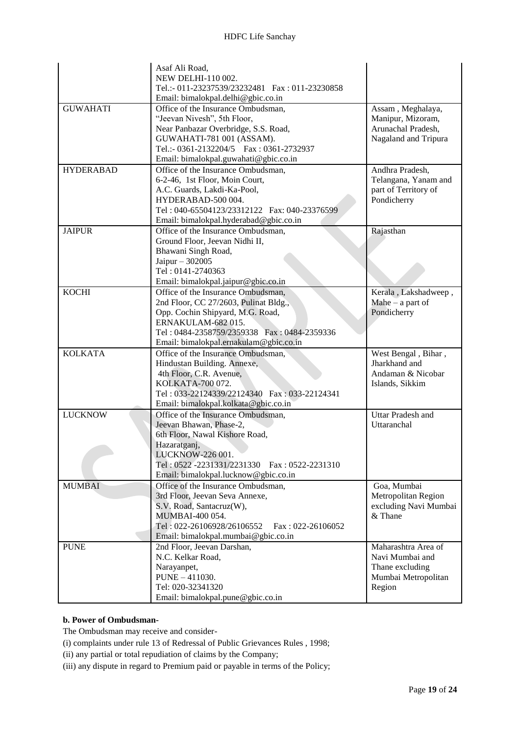|  | Asaf Ali Road,<br>NEW DELHI-110 002.<br>Tel.:- 011-23237539/23232481 Fax : 011-23230858<br>Email: bimalokpal.delhi@gbic.co.in |  |
|---|---|---|
| GUWAHATI | Office of the Insurance Ombudsman,<br>"Jeevan Nivesh", 5th Floor,<br>Near Panbazar Overbridge, S.S. Road,<br>GUWAHATI-781 001 (ASSAM).<br>Tel.:- 0361-2132204/5 Fax : 0361-2732937<br>Email: bimalokpal.guwahati@gbic.co.in | Assam , Meghalaya, Manipur, Mizoram, Arunachal Pradesh, Nagaland and Tripura |
| HYDERABAD | Office of the Insurance Ombudsman,<br>6-2-46, 1st Floor, Moin Court,<br>A.C. Guards, Lakdi-Ka-Pool,<br>HYDERABAD-500 004.<br>Tel : 040-65504123/23312122 Fax: 040-23376599<br>Email: bimalokpal.hyderabad@gbic.co.in | Andhra Pradesh, Telangana, Yanam and part of Territory of Pondicherry |
| JAIPUR | Office of the Insurance Ombudsman,<br>Ground Floor, Jeevan Nidhi II,<br>Bhawani Singh Road,<br>Jaipur – 302005<br>Tel : 0141-2740363<br>Email: bimalokpal.jaipur@gbic.co.in | Rajasthan |
| KOCHI | Office of the Insurance Ombudsman,<br>2nd Floor, CC 27/2603, Pulinat Bldg.,<br>Opp. Cochin Shipyard, M.G. Road,<br>ERNAKULAM-682 015.<br>Tel : 0484-2358759/2359338 Fax : 0484-2359336<br>Email: bimalokpal.ernakulam@gbic.co.in | Kerala , Lakshadweep , Mahe – a part of Pondicherry |
| KOLKATA | Office of the Insurance Ombudsman,<br>Hindustan Building. Annexe,<br>4th Floor, C.R. Avenue,<br>KOLKATA-700 072.<br>Tel : 033-22124339/22124340 Fax : 033-22124341<br>Email: bimalokpal.kolkata@gbic.co.in | West Bengal , Bihar , Jharkhand and Andaman & Nicobar Islands, Sikkim |
| LUCKNOW | Office of the Insurance Ombudsman,<br>Jeevan Bhawan, Phase-2,<br>6th Floor, Nawal Kishore Road,<br>Hazaratganj,<br>LUCKNOW-226 001.<br>Tel : 0522 -2231331/2231330 Fax : 0522-2231310<br>Email: bimalokpal.lucknow@gbic.co.in | Uttar Pradesh and Uttaranchal |
| MUMBAI | Office of the Insurance Ombudsman,<br>3rd Floor, Jeevan Seva Annexe,<br>S.V. Road, Santacruz(W),<br>MUMBAI-400 054.<br>Tel : 022-26106928/26106552 Fax : 022-26106052<br>Email: bimalokpal.mumbai@gbic.co.in | Goa, Mumbai Metropolitan Region excluding Navi Mumbai & Thane |
| PUNE | 2nd Floor, Jeevan Darshan,<br>N.C. Kelkar Road,<br>Narayanpet,<br>PUNE – 411030.<br>Tel: 020-32341320<br>Email: bimalokpal.pune@gbic.co.in | Maharashtra Area of Navi Mumbai and Thane excluding Mumbai Metropolitan Region |

**b. Power of Ombudsman-**

The Ombudsman may receive and consider-

(i) complaints under rule 13 of Redressal of Public Grievances Rules , 1998;

(ii) any partial or total repudiation of claims by the Company;

(iii) any dispute in regard to Premium paid or payable in terms of the Policy;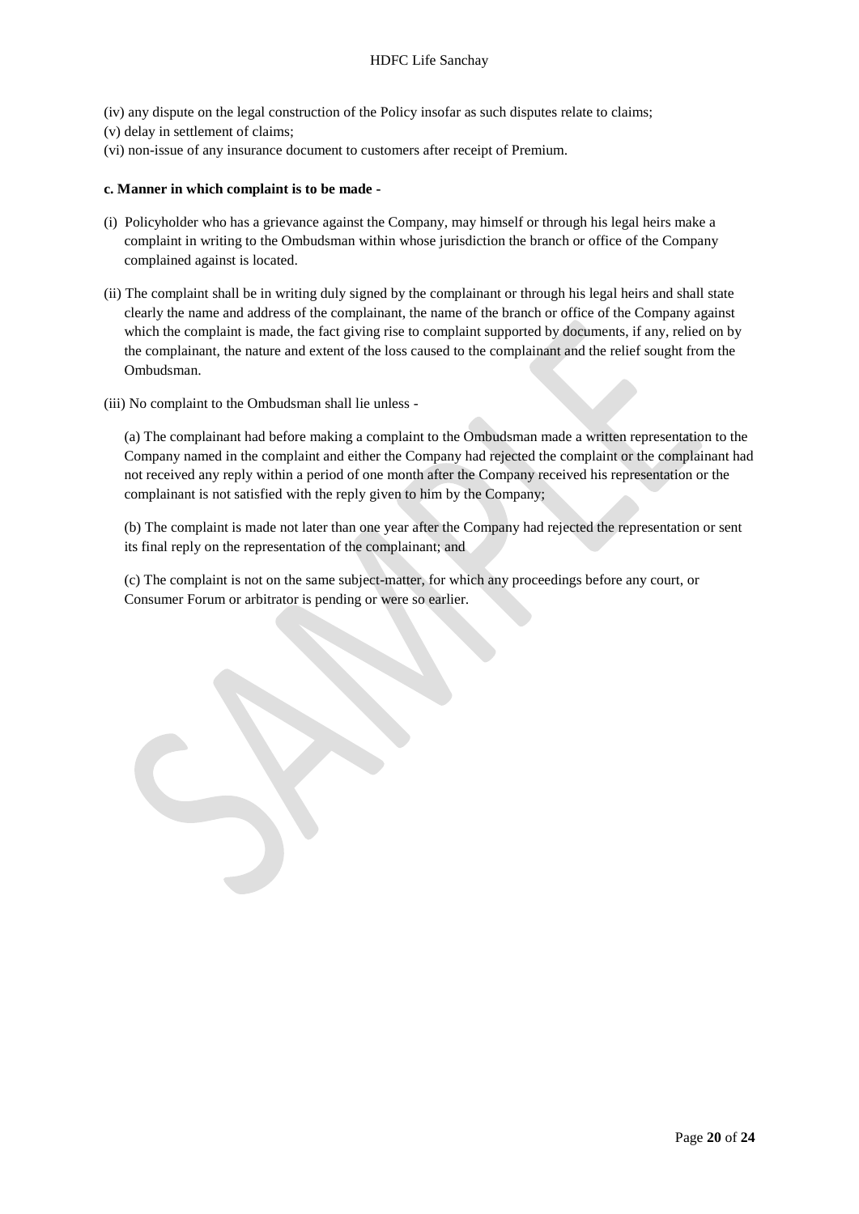(iv) any dispute on the legal construction of the Policy insofar as such disputes relate to claims;

(v) delay in settlement of claims;

(vi) non-issue of any insurance document to customers after receipt of Premium.

**c. Manner in which complaint is to be made -**

(i) Policyholder who has a grievance against the Company, may himself or through his legal heirs make a complaint in writing to the Ombudsman within whose jurisdiction the branch or office of the Company complained against is located.

(ii) The complaint shall be in writing duly signed by the complainant or through his legal heirs and shall state clearly the name and address of the complainant, the name of the branch or office of the Company against which the complaint is made, the fact giving rise to complaint supported by documents, if any, relied on by the complainant, the nature and extent of the loss caused to the complainant and the relief sought from the Ombudsman.

(iii) No complaint to the Ombudsman shall lie unless -

(a) The complainant had before making a complaint to the Ombudsman made a written representation to the Company named in the complaint and either the Company had rejected the complaint or the complainant had not received any reply within a period of one month after the Company received his representation or the complainant is not satisfied with the reply given to him by the Company;

(b) The complaint is made not later than one year after the Company had rejected the representation or sent its final reply on the representation of the complainant; and

(c) The complaint is not on the same subject-matter, for which any proceedings before any court, or Consumer Forum or arbitrator is pending or were so earlier.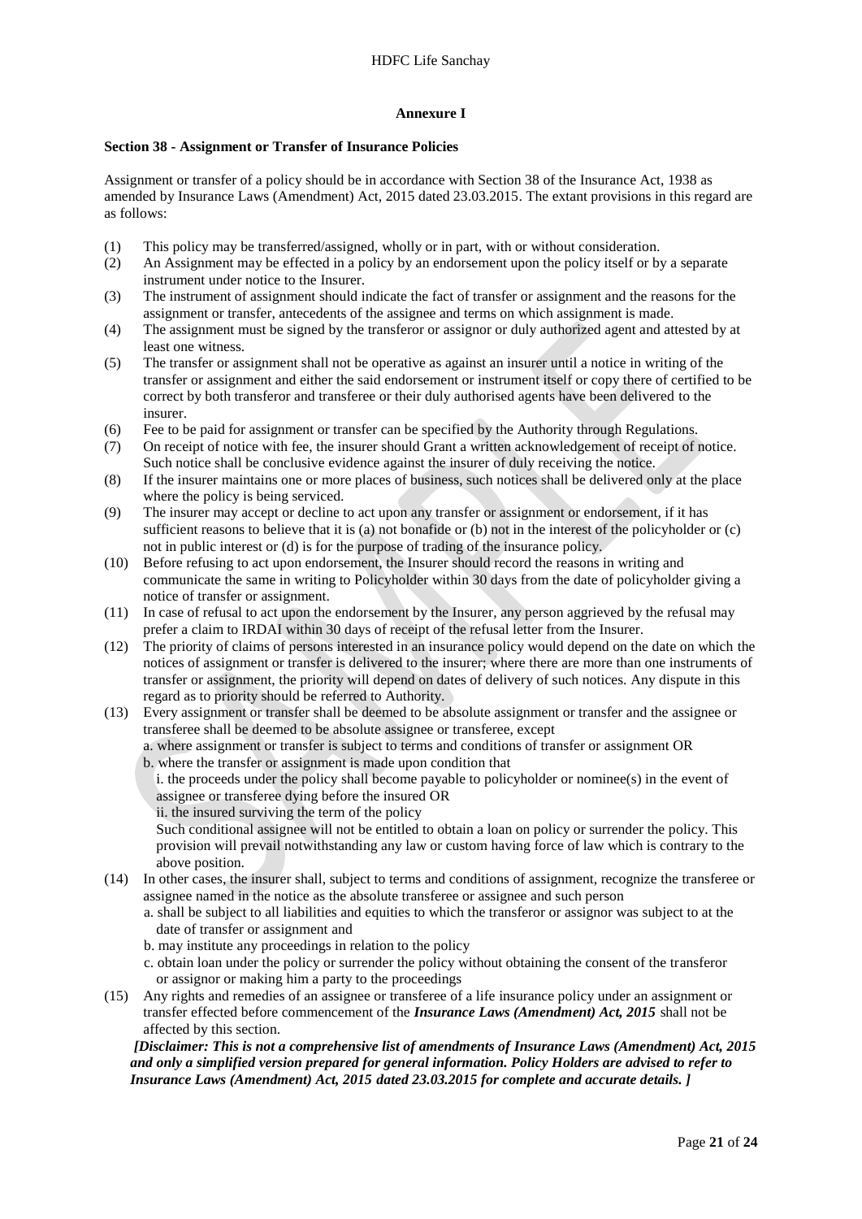## Annexure I

**Section 38 - Assignment or Transfer of Insurance Policies**

Assignment or transfer of a policy should be in accordance with Section 38 of the Insurance Act, 1938 as amended by Insurance Laws (Amendment) Act, 2015 dated 23.03.2015. The extant provisions in this regard are as follows:

(1) This policy may be transferred/assigned, wholly or in part, with or without consideration.

(2) An Assignment may be effected in a policy by an endorsement upon the policy itself or by a separate instrument under notice to the Insurer.

(3) The instrument of assignment should indicate the fact of transfer or assignment and the reasons for the assignment or transfer, antecedents of the assignee and terms on which assignment is made.

(4) The assignment must be signed by the transferor or assignor or duly authorized agent and attested by at least one witness.

(5) The transfer or assignment shall not be operative as against an insurer until a notice in writing of the transfer or assignment and either the said endorsement or instrument itself or copy there of certified to be correct by both transferor and transferee or their duly authorised agents have been delivered to the insurer.

(6) Fee to be paid for assignment or transfer can be specified by the Authority through Regulations.

(7) On receipt of notice with fee, the insurer should Grant a written acknowledgement of receipt of notice. Such notice shall be conclusive evidence against the insurer of duly receiving the notice.

(8) If the insurer maintains one or more places of business, such notices shall be delivered only at the place where the policy is being serviced.

(9) The insurer may accept or decline to act upon any transfer or assignment or endorsement, if it has sufficient reasons to believe that it is (a) not bonafide or (b) not in the interest of the policyholder or (c) not in public interest or (d) is for the purpose of trading of the insurance policy.

(10) Before refusing to act upon endorsement, the Insurer should record the reasons in writing and communicate the same in writing to Policyholder within 30 days from the date of policyholder giving a notice of transfer or assignment.

(11) In case of refusal to act upon the endorsement by the Insurer, any person aggrieved by the refusal may prefer a claim to IRDAI within 30 days of receipt of the refusal letter from the Insurer.

(12) The priority of claims of persons interested in an insurance policy would depend on the date on which the notices of assignment or transfer is delivered to the insurer; where there are more than one instruments of transfer or assignment, the priority will depend on dates of delivery of such notices. Any dispute in this regard as to priority should be referred to Authority.

(13) Every assignment or transfer shall be deemed to be absolute assignment or transfer and the assignee or transferee shall be deemed to be absolute assignee or transferee, except
   a. where assignment or transfer is subject to terms and conditions of transfer or assignment OR
   b. where the transfer or assignment is made upon condition that
      i. the proceeds under the policy shall become payable to policyholder or nominee(s) in the event of assignee or transferee dying before the insured OR
      ii. the insured surviving the term of the policy

   Such conditional assignee will not be entitled to obtain a loan on policy or surrender the policy. This provision will prevail notwithstanding any law or custom having force of law which is contrary to the above position.

(14) In other cases, the insurer shall, subject to terms and conditions of assignment, recognize the transferee or assignee named in the notice as the absolute transferee or assignee and such person
   a. shall be subject to all liabilities and equities to which the transferor or assignor was subject to at the date of transfer or assignment and
   b. may institute any proceedings in relation to the policy
   c. obtain loan under the policy or surrender the policy without obtaining the consent of the transferor or assignor or making him a party to the proceedings

(15) Any rights and remedies of an assignee or transferee of a life insurance policy under an assignment or transfer effected before commencement of the ***Insurance Laws (Amendment) Act, 2015*** shall not be affected by this section.

***[Disclaimer: This is not a comprehensive list of amendments of Insurance Laws (Amendment) Act, 2015 and only a simplified version prepared for general information. Policy Holders are advised to refer to Insurance Laws (Amendment) Act, 2015 dated 23.03.2015 for complete and accurate details. ]***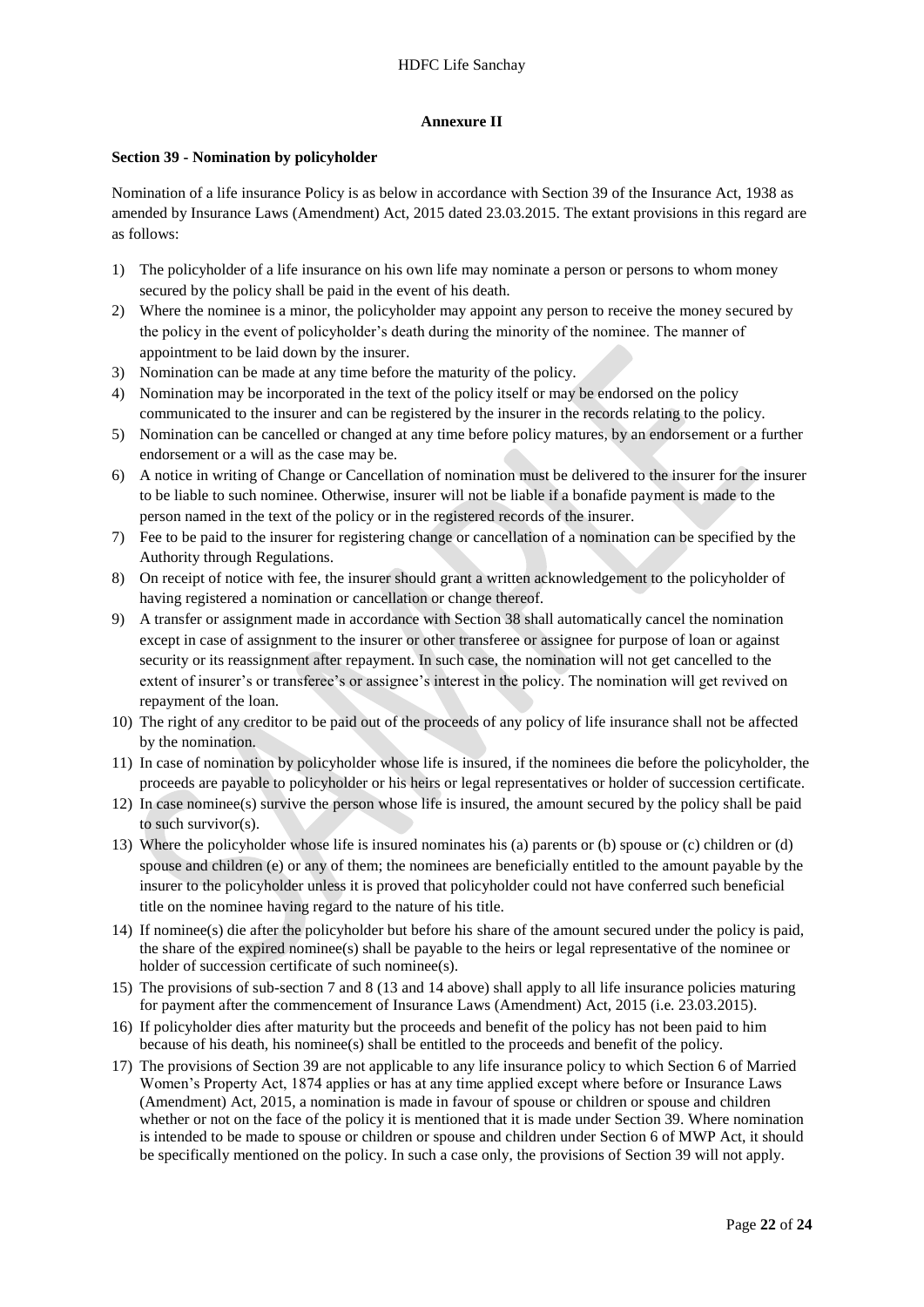## Annexure II

### Section 39 - Nomination by policyholder

Nomination of a life insurance Policy is as below in accordance with Section 39 of the Insurance Act, 1938 as amended by Insurance Laws (Amendment) Act, 2015 dated 23.03.2015. The extant provisions in this regard are as follows:

1) The policyholder of a life insurance on his own life may nominate a person or persons to whom money secured by the policy shall be paid in the event of his death.
2) Where the nominee is a minor, the policyholder may appoint any person to receive the money secured by the policy in the event of policyholder's death during the minority of the nominee. The manner of appointment to be laid down by the insurer.
3) Nomination can be made at any time before the maturity of the policy.
4) Nomination may be incorporated in the text of the policy itself or may be endorsed on the policy communicated to the insurer and can be registered by the insurer in the records relating to the policy.
5) Nomination can be cancelled or changed at any time before policy matures, by an endorsement or a further endorsement or a will as the case may be.
6) A notice in writing of Change or Cancellation of nomination must be delivered to the insurer for the insurer to be liable to such nominee. Otherwise, insurer will not be liable if a bonafide payment is made to the person named in the text of the policy or in the registered records of the insurer.
7) Fee to be paid to the insurer for registering change or cancellation of a nomination can be specified by the Authority through Regulations.
8) On receipt of notice with fee, the insurer should grant a written acknowledgement to the policyholder of having registered a nomination or cancellation or change thereof.
9) A transfer or assignment made in accordance with Section 38 shall automatically cancel the nomination except in case of assignment to the insurer or other transferee or assignee for purpose of loan or against security or its reassignment after repayment. In such case, the nomination will not get cancelled to the extent of insurer's or transferee's or assignee's interest in the policy. The nomination will get revived on repayment of the loan.
10) The right of any creditor to be paid out of the proceeds of any policy of life insurance shall not be affected by the nomination.
11) In case of nomination by policyholder whose life is insured, if the nominees die before the policyholder, the proceeds are payable to policyholder or his heirs or legal representatives or holder of succession certificate.
12) In case nominee(s) survive the person whose life is insured, the amount secured by the policy shall be paid to such survivor(s).
13) Where the policyholder whose life is insured nominates his (a) parents or (b) spouse or (c) children or (d) spouse and children (e) or any of them; the nominees are beneficially entitled to the amount payable by the insurer to the policyholder unless it is proved that policyholder could not have conferred such beneficial title on the nominee having regard to the nature of his title.
14) If nominee(s) die after the policyholder but before his share of the amount secured under the policy is paid, the share of the expired nominee(s) shall be payable to the heirs or legal representative of the nominee or holder of succession certificate of such nominee(s).
15) The provisions of sub-section 7 and 8 (13 and 14 above) shall apply to all life insurance policies maturing for payment after the commencement of Insurance Laws (Amendment) Act, 2015 (i.e. 23.03.2015).
16) If policyholder dies after maturity but the proceeds and benefit of the policy has not been paid to him because of his death, his nominee(s) shall be entitled to the proceeds and benefit of the policy.
17) The provisions of Section 39 are not applicable to any life insurance policy to which Section 6 of Married Women's Property Act, 1874 applies or has at any time applied except where before or Insurance Laws (Amendment) Act, 2015, a nomination is made in favour of spouse or children or spouse and children whether or not on the face of the policy it is mentioned that it is made under Section 39. Where nomination is intended to be made to spouse or children or spouse and children under Section 6 of MWP Act, it should be specifically mentioned on the policy. In such a case only, the provisions of Section 39 will not apply.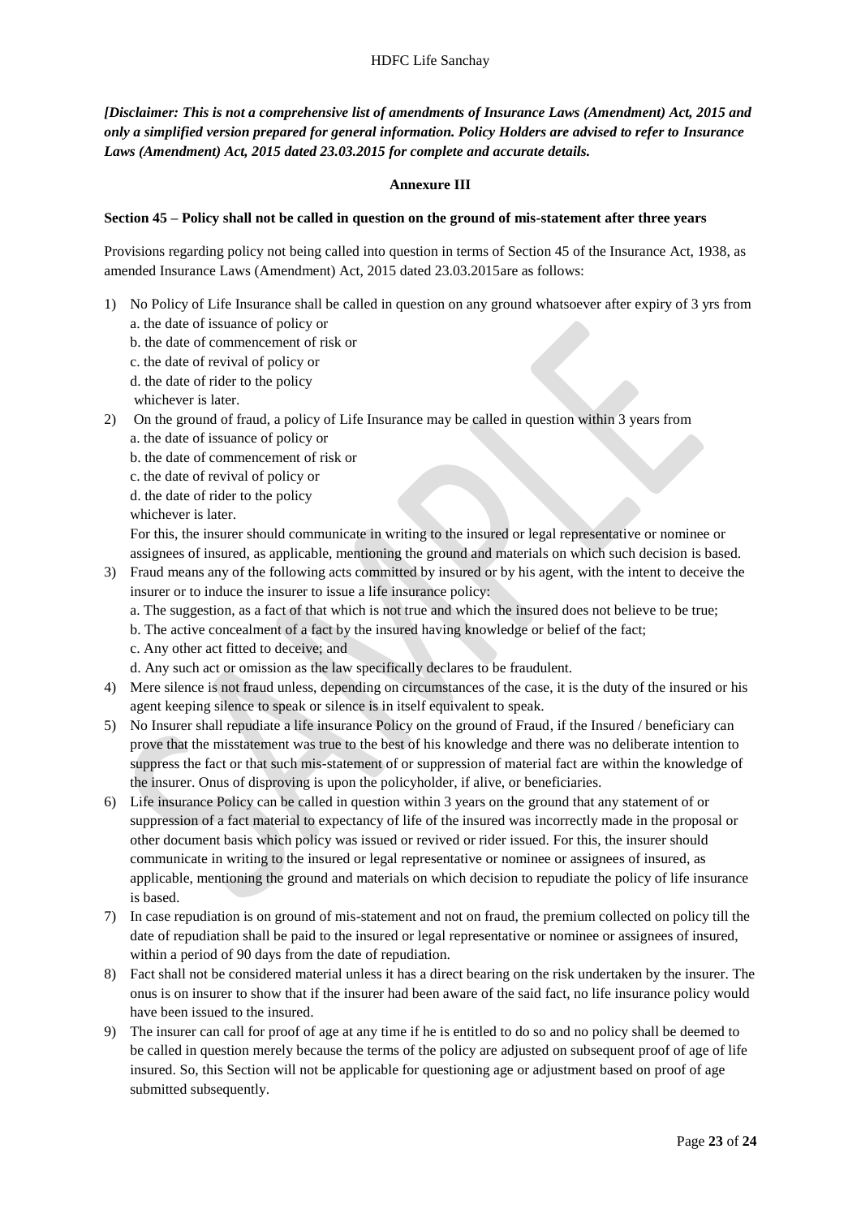***[Disclaimer: This is not a comprehensive list of amendments of Insurance Laws (Amendment) Act, 2015 and only a simplified version prepared for general information. Policy Holders are advised to refer to Insurance Laws (Amendment) Act, 2015 dated 23.03.2015 for complete and accurate details.***

**Annexure III**

**Section 45 – Policy shall not be called in question on the ground of mis-statement after three years**

Provisions regarding policy not being called into question in terms of Section 45 of the Insurance Act, 1938, as amended Insurance Laws (Amendment) Act, 2015 dated 23.03.2015are as follows:

1) No Policy of Life Insurance shall be called in question on any ground whatsoever after expiry of 3 yrs from
   a. the date of issuance of policy or
   b. the date of commencement of risk or
   c. the date of revival of policy or
   d. the date of rider to the policy
   whichever is later.
2) On the ground of fraud, a policy of Life Insurance may be called in question within 3 years from
   a. the date of issuance of policy or
   b. the date of commencement of risk or
   c. the date of revival of policy or
   d. the date of rider to the policy
   whichever is later.
   For this, the insurer should communicate in writing to the insured or legal representative or nominee or assignees of insured, as applicable, mentioning the ground and materials on which such decision is based.
3) Fraud means any of the following acts committed by insured or by his agent, with the intent to deceive the insurer or to induce the insurer to issue a life insurance policy:
   a. The suggestion, as a fact of that which is not true and which the insured does not believe to be true;
   b. The active concealment of a fact by the insured having knowledge or belief of the fact;
   c. Any other act fitted to deceive; and
   d. Any such act or omission as the law specifically declares to be fraudulent.
4) Mere silence is not fraud unless, depending on circumstances of the case, it is the duty of the insured or his agent keeping silence to speak or silence is in itself equivalent to speak.
5) No Insurer shall repudiate a life insurance Policy on the ground of Fraud, if the Insured / beneficiary can prove that the misstatement was true to the best of his knowledge and there was no deliberate intention to suppress the fact or that such mis-statement of or suppression of material fact are within the knowledge of the insurer. Onus of disproving is upon the policyholder, if alive, or beneficiaries.
6) Life insurance Policy can be called in question within 3 years on the ground that any statement of or suppression of a fact material to expectancy of life of the insured was incorrectly made in the proposal or other document basis which policy was issued or revived or rider issued. For this, the insurer should communicate in writing to the insured or legal representative or nominee or assignees of insured, as applicable, mentioning the ground and materials on which decision to repudiate the policy of life insurance is based.
7) In case repudiation is on ground of mis-statement and not on fraud, the premium collected on policy till the date of repudiation shall be paid to the insured or legal representative or nominee or assignees of insured, within a period of 90 days from the date of repudiation.
8) Fact shall not be considered material unless it has a direct bearing on the risk undertaken by the insurer. The onus is on insurer to show that if the insurer had been aware of the said fact, no life insurance policy would have been issued to the insured.
9) The insurer can call for proof of age at any time if he is entitled to do so and no policy shall be deemed to be called in question merely because the terms of the policy are adjusted on subsequent proof of age of life insured. So, this Section will not be applicable for questioning age or adjustment based on proof of age submitted subsequently.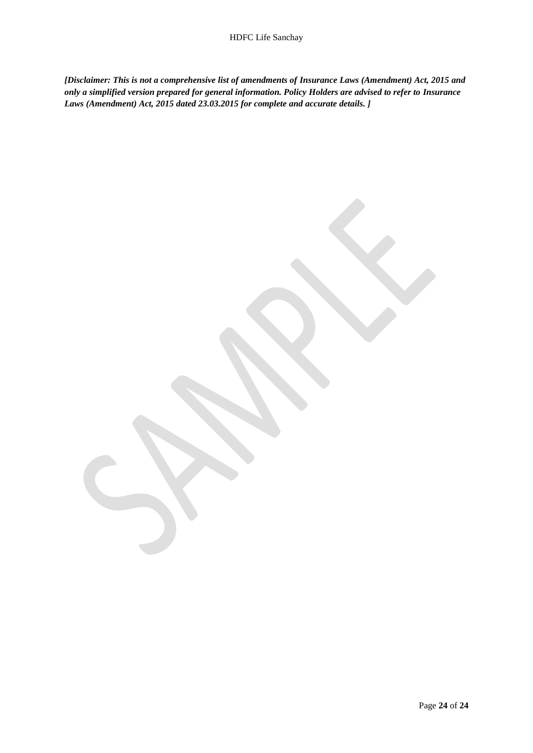***[Disclaimer: This is not a comprehensive list of amendments of Insurance Laws (Amendment) Act, 2015 and only a simplified version prepared for general information. Policy Holders are advised to refer to Insurance Laws (Amendment) Act, 2015 dated 23.03.2015 for complete and accurate details. ]***